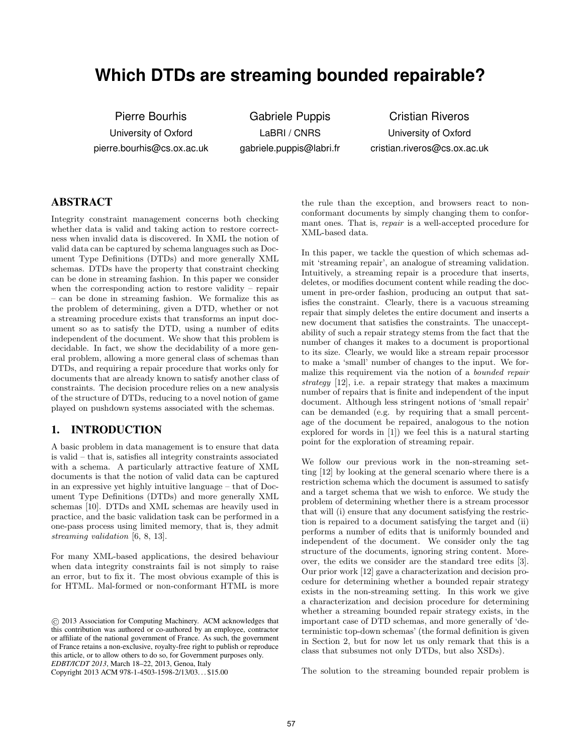# Which DTDs are streaming bounded repairable?

Pierre Bourhis
University of Oxford
pierre.bourhis@cs.ox.ac.uk

Gabriele Puppis
LaBRI / CNRS
gabriele.puppis@labri.fr

Cristian Riveros
University of Oxford
cristian.riveros@cs.ox.ac.uk

## ABSTRACT

Integrity constraint management concerns both checking whether data is valid and taking action to restore correctness when invalid data is discovered. In XML the notion of valid data can be captured by schema languages such as Document Type Definitions (DTDs) and more generally XML schemas. DTDs have the property that constraint checking can be done in streaming fashion. In this paper we consider when the corresponding action to restore validity – repair – can be done in streaming fashion. We formalize this as the problem of determining, given a DTD, whether or not a streaming procedure exists that transforms an input document so as to satisfy the DTD, using a number of edits independent of the document. We show that this problem is decidable. In fact, we show the decidability of a more general problem, allowing a more general class of schemas than DTDs, and requiring a repair procedure that works only for documents that are already known to satisfy another class of constraints. The decision procedure relies on a new analysis of the structure of DTDs, reducing to a novel notion of game played on pushdown systems associated with the schemas.

## 1. INTRODUCTION

A basic problem in data management is to ensure that data is valid – that is, satisfies all integrity constraints associated with a schema. A particularly attractive feature of XML documents is that the notion of valid data can be captured in an expressive yet highly intuitive language – that of Document Type Definitions (DTDs) and more generally XML schemas [10]. DTDs and XML schemas are heavily used in practice, and the basic validation task can be performed in a one-pass process using limited memory, that is, they admit *streaming validation* [6, 8, 13].

For many XML-based applications, the desired behaviour when data integrity constraints fail is not simply to raise an error, but to fix it. The most obvious example of this is for HTML. Mal-formed or non-conformant HTML is more the rule than the exception, and browsers react to non-conformant documents by simply changing them to conformant ones. That is, *repair* is a well-accepted procedure for XML-based data.

In this paper, we tackle the question of which schemas admit 'streaming repair', an analogue of streaming validation. Intuitively, a streaming repair is a procedure that inserts, deletes, or modifies document content while reading the document in pre-order fashion, producing an output that satisfies the constraint. Clearly, there is a vacuous streaming repair that simply deletes the entire document and inserts a new document that satisfies the constraints. The unacceptability of such a repair strategy stems from the fact that the number of changes it makes to a document is proportional to its size. Clearly, we would like a stream repair processor to make a 'small' number of changes to the input. We formalize this requirement via the notion of a *bounded repair strategy* [12], i.e. a repair strategy that makes a maximum number of repairs that is finite and independent of the input document. Although less stringent notions of 'small repair' can be demanded (e.g. by requiring that a small percentage of the document be repaired, analogous to the notion explored for words in [1]) we feel this is a natural starting point for the exploration of streaming repair.

We follow our previous work in the non-streaming setting [12] by looking at the general scenario where there is a restriction schema which the document is assumed to satisfy and a target schema that we wish to enforce. We study the problem of determining whether there is a stream processor that will (i) ensure that any document satisfying the restriction is repaired to a document satisfying the target and (ii) performs a number of edits that is uniformly bounded and independent of the document. We consider only the tag structure of the documents, ignoring string content. Moreover, the edits we consider are the standard tree edits [3]. Our prior work [12] gave a characterization and decision procedure for determining whether a bounded repair strategy exists in the non-streaming setting. In this work we give a characterization and decision procedure for determining whether a streaming bounded repair strategy exists, in the important case of DTD schemas, and more generally of 'deterministic top-down schemas' (the formal definition is given in Section 2, but for now let us only remark that this is a class that subsumes not only DTDs, but also XSDs).

The solution to the streaming bounded repair problem is

© 2013 Association for Computing Machinery. ACM acknowledges that this contribution was authored or co-authored by an employee, contractor or affiliate of the national government of France. As such, the government of France retains a non-exclusive, royalty-free right to publish or reproduce this article, or to allow others to do so, for Government purposes only.
*EDBT/ICDT 2013*, March 18–22, 2013, Genoa, Italy
Copyright 2013 ACM 978-1-4503-1598-2/13/03…$15.00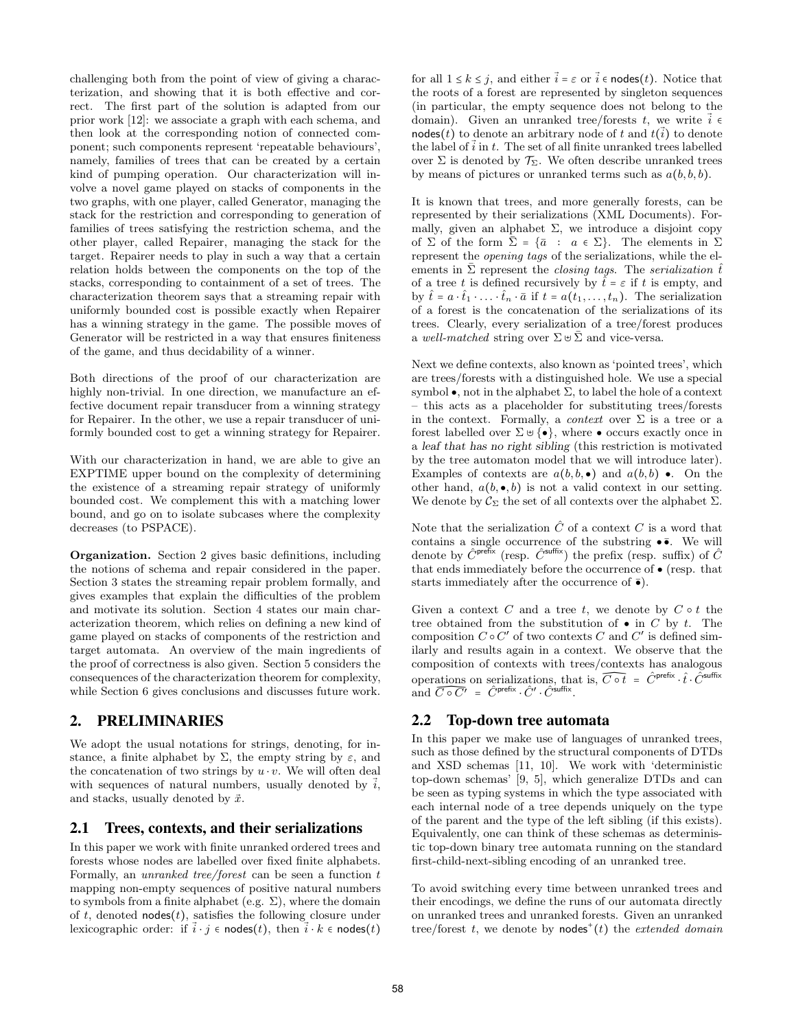challenging both from the point of view of giving a characterization, and showing that it is both effective and correct. The first part of the solution is adapted from our prior work [12]: we associate a graph with each schema, and then look at the corresponding notion of connected component; such components represent 'repeatable behaviours', namely, families of trees that can be created by a certain kind of pumping operation. Our characterization will involve a novel game played on stacks of components in the two graphs, with one player, called Generator, managing the stack for the restriction and corresponding to generation of families of trees satisfying the restriction schema, and the other player, called Repairer, managing the stack for the target. Repairer needs to play in such a way that a certain relation holds between the components on the top of the stacks, corresponding to containment of a set of trees. The characterization theorem says that a streaming repair with uniformly bounded cost is possible exactly when Repairer has a winning strategy in the game. The possible moves of Generator will be restricted in a way that ensures finiteness of the game, and thus decidability of a winner.

Both directions of the proof of our characterization are highly non-trivial. In one direction, we manufacture an effective document repair transducer from a winning strategy for Repairer. In the other, we use a repair transducer of uniformly bounded cost to get a winning strategy for Repairer.

With our characterization in hand, we are able to give an EXPTIME upper bound on the complexity of determining the existence of a streaming repair strategy of uniformly bounded cost. We complement this with a matching lower bound, and go on to isolate subcases where the complexity decreases (to PSPACE).

**Organization.** Section 2 gives basic definitions, including the notions of schema and repair considered in the paper. Section 3 states the streaming repair problem formally, and gives examples that explain the difficulties of the problem and motivate its solution. Section 4 states our main characterization theorem, which relies on defining a new kind of game played on stacks of components of the restriction and target automata. An overview of the main ingredients of the proof of correctness is also given. Section 5 considers the consequences of the characterization theorem for complexity, while Section 6 gives conclusions and discusses future work.

## 2. PRELIMINARIES

We adopt the usual notations for strings, denoting, for instance, a finite alphabet by $\Sigma$, the empty string by $\varepsilon$, and the concatenation of two strings by $u \cdot v$. We will often deal with sequences of natural numbers, usually denoted by $\vec{i}$, and stacks, usually denoted by $\vec{x}$.

### 2.1 Trees, contexts, and their serializations

In this paper we work with finite unranked ordered trees and forests whose nodes are labelled over fixed finite alphabets. Formally, an *unranked tree/forest* can be seen a function $t$ mapping non-empty sequences of positive natural numbers to symbols from a finite alphabet (e.g. $\Sigma$), where the domain of $t$, denoted $\mathsf{nodes}(t)$, satisfies the following closure under lexicographic order: if $\vec{i} \cdot j \in \mathsf{nodes}(t)$, then $\vec{i} \cdot k \in \mathsf{nodes}(t)$ for all $1 \le k \le j$, and either $\vec{i} = \varepsilon$ or $\vec{i} \in \mathsf{nodes}(t)$. Notice that the roots of a forest are represented by singleton sequences (in particular, the empty sequence does not belong to the domain). Given an unranked tree/forests $t$, we write $\vec{i} \in \mathsf{nodes}(t)$ to denote an arbitrary node of $t$ and $t(\vec{i})$ to denote the label of $\vec{i}$ in $t$. The set of all finite unranked trees labelled over $\Sigma$ is denoted by $\mathcal{T}_\Sigma$. We often describe unranked trees by means of pictures or unranked terms such as $a(b, b, b)$.

It is known that trees, and more generally forests, can be represented by their serializations (XML Documents). Formally, given an alphabet $\Sigma$, we introduce a disjoint copy of $\Sigma$ of the form $\bar{\Sigma} = \{\bar{a} : a \in \Sigma\}$. The elements in $\Sigma$ represent the *opening tags* of the serializations, while the elements in $\bar{\Sigma}$ represent the *closing tags*. The *serialization* $\hat{t}$ of a tree $t$ is defined recursively by $\hat{t} = \varepsilon$ if $t$ is empty, and by $\hat{t} = a \cdot \hat{t}_1 \cdot \ldots \cdot \hat{t}_n \cdot \bar{a}$ if $t = a(t_1, \ldots, t_n)$. The serialization of a forest is the concatenation of the serializations of its trees. Clearly, every serialization of a tree/forest produces a *well-matched* string over $\Sigma \uplus \bar{\Sigma}$ and vice-versa.

Next we define contexts, also known as 'pointed trees', which are trees/forests with a distinguished hole. We use a special symbol $\bullet$, not in the alphabet $\Sigma$, to label the hole of a context – this acts as a placeholder for substituting trees/forests in the context. Formally, a *context* over $\Sigma$ is a tree or a forest labelled over $\Sigma \uplus \{\bullet\}$, where $\bullet$ occurs exactly once in a *leaf that has no right sibling* (this restriction is motivated by the tree automaton model that we will introduce later). Examples of contexts are $a(b, b, \bullet)$ and $a(b, b)$ $\bullet$. On the other hand, $a(b, \bullet, b)$ is not a valid context in our setting. We denote by $\mathcal{C}_\Sigma$ the set of all contexts over the alphabet $\Sigma$.

Note that the serialization $\hat{C}$ of a context $C$ is a word that contains a single occurrence of the substring $\bullet\bar{\bullet}$. We will denote by $\hat{C}^{\mathsf{prefix}}$ (resp. $\hat{C}^{\mathsf{suffix}}$) the prefix (resp. suffix) of $\hat{C}$ that ends immediately before the occurrence of $\bullet$ (resp. that starts immediately after the occurrence of $\bar{\bullet}$).

Given a context $C$ and a tree $t$, we denote by $C \circ t$ the tree obtained from the substitution of $\bullet$ in $C$ by $t$. The composition $C \circ C'$ of two contexts $C$ and $C'$ is defined similarly and results again in a context. We observe that the composition of contexts with trees/contexts has analogous operations on serializations, that is, $\widehat{C \circ t} = \hat{C}^{\mathsf{prefix}} \cdot \hat{t} \cdot \hat{C}^{\mathsf{suffix}}$ and $\widehat{C \circ C'} = \hat{C}^{\mathsf{prefix}} \cdot \hat{C}' \cdot \hat{C}^{\mathsf{suffix}}$.

### 2.2 Top-down tree automata

In this paper we make use of languages of unranked trees, such as those defined by the structural components of DTDs and XSD schemas [11, 10]. We work with 'deterministic top-down schemas' [9, 5], which generalize DTDs and can be seen as typing systems in which the type associated with each internal node of a tree depends uniquely on the type of the parent and the type of the left sibling (if this exists). Equivalently, one can think of these schemas as deterministic top-down binary tree automata running on the standard first-child-next-sibling encoding of an unranked tree.

To avoid switching every time between unranked trees and their encodings, we define the runs of our automata directly on unranked trees and unranked forests. Given an unranked tree/forest $t$, we denote by $\mathsf{nodes}^+(t)$ the *extended domain*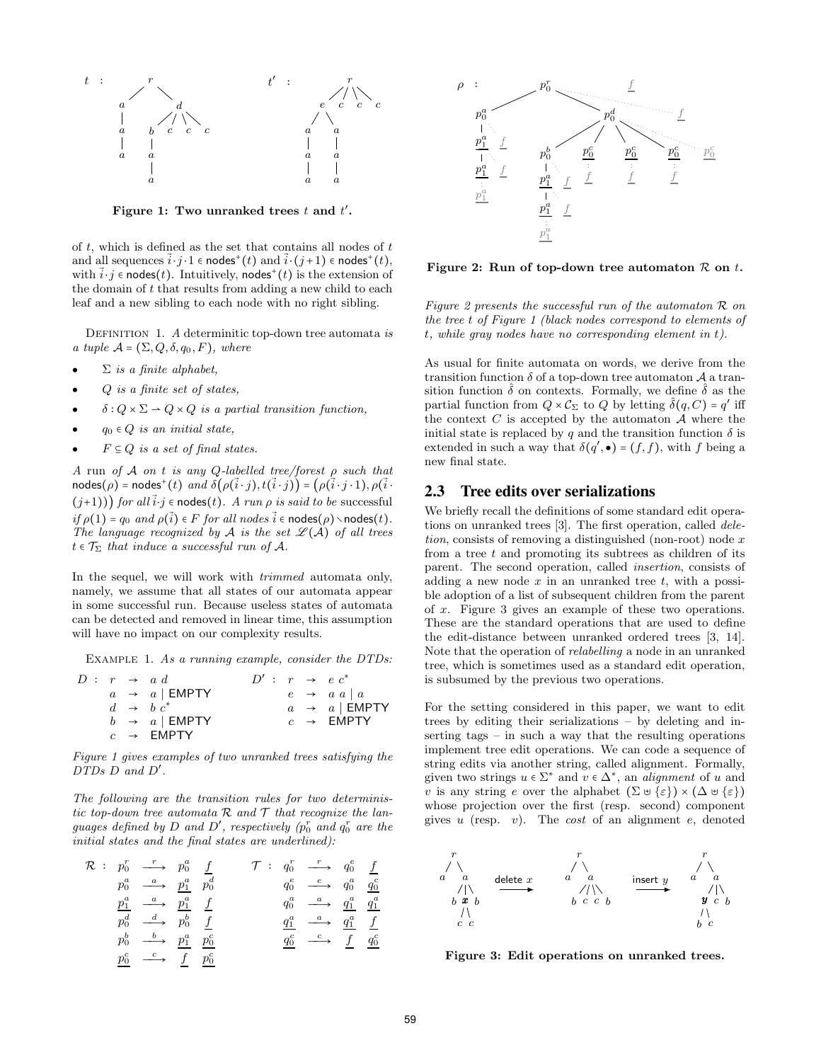Figure 1: Two unranked trees $t$ and $t'$.

of $t$, which is defined as the set that contains all nodes of $t$ and all sequences $\vec{i} \cdot j \cdot 1 \in \mathsf{nodes}^+(t)$ and $\vec{i} \cdot (j+1) \in \mathsf{nodes}^+(t)$, with $\vec{i} \cdot j \in \mathsf{nodes}(t)$. Intuitively, $\mathsf{nodes}^+(t)$ is the extension of the domain of $t$ that results from adding a new child to each leaf and a new sibling to each node with no right sibling.

Definition 1. *A deterministic top-down tree automata is a tuple $\mathcal{A} = (\Sigma, Q, \delta, q_0, F)$, where*

- *$\Sigma$ is a finite alphabet,*
- *$Q$ is a finite set of states,*
- *$\delta : Q \times \Sigma \rightharpoonup Q \times Q$ is a partial transition function,*
- *$q_0 \in Q$ is an initial state,*
- *$F \subseteq Q$ is a set of final states.*

*A run of $\mathcal{A}$ on $t$ is any $Q$-labelled tree/forest $\rho$ such that $\mathsf{nodes}(\rho) = \mathsf{nodes}^+(t)$ and $\delta\big(\rho(\vec{i} \cdot j), t(\vec{i} \cdot j)\big) = \big(\rho(\vec{i} \cdot j \cdot 1), \rho(\vec{i} \cdot (j+1))\big)$ for all $\vec{i} \cdot j \in \mathsf{nodes}(t)$. A run $\rho$ is said to be successful if $\rho(1) = q_0$ and $\rho(\vec{i}) \in F$ for all nodes $\vec{i} \in \mathsf{nodes}(\rho) \smallsetminus \mathsf{nodes}(t)$. The language recognized by $\mathcal{A}$ is the set $\mathscr{L}(\mathcal{A})$ of all trees $t \in \mathcal{T}_\Sigma$ that induce a successful run of $\mathcal{A}$.*

In the sequel, we will work with *trimmed* automata only, namely, we assume that all states of our automata appear in some successful run. Because useless states of automata can be detected and removed in linear time, this assumption will have no impact on our complexity results.

Example 1. *As a running example, consider the DTDs:*

$$
\begin{array}{llll}
D : & r & \rightarrow & a\ d \\
& a & \rightarrow & a \mid \mathsf{EMPTY} \\
& d & \rightarrow & b\ c^* \\
& b & \rightarrow & a \mid \mathsf{EMPTY} \\
& c & \rightarrow & \mathsf{EMPTY}
\end{array}
\qquad
\begin{array}{llll}
D' : & r & \rightarrow & e\ c^* \\
& e & \rightarrow & a\ a \mid a \\
& a & \rightarrow & a \mid \mathsf{EMPTY} \\
& c & \rightarrow & \mathsf{EMPTY}
\end{array}
$$

*Figure 1 gives examples of two unranked trees satisfying the DTDs $D$ and $D'$.*

*The following are the transition rules for two deterministic top-down tree automata $\mathcal{R}$ and $\mathcal{T}$ that recognize the languages defined by $D$ and $D'$, respectively ($p_0^r$ and $q_0^r$ are the initial states and the final states are underlined):*

$$
\mathcal{R} : \begin{array}{lcll}
p_0^r & \xrightarrow{r} & p_0^a & \underline{f} \\
p_0^a & \xrightarrow{a} & \underline{p_1^a} & p_0^d \\
\underline{p_1^a} & \xrightarrow{a} & \underline{p_1^a} & \underline{f} \\
p_0^d & \xrightarrow{d} & p_0^b & \underline{f} \\
p_0^b & \xrightarrow{b} & \underline{p_1^a} & \underline{p_0^c} \\
\underline{p_0^c} & \xrightarrow{c} & \underline{f} & \underline{p_0^c}
\end{array}
\qquad
\mathcal{T} : \begin{array}{lcll}
q_0^r & \xrightarrow{r} & q_0^e & \underline{f} \\
q_0^e & \xrightarrow{e} & q_0^a & \underline{q_0^c} \\
q_0^a & \xrightarrow{a} & \underline{q_1^a} & \underline{q_1^a} \\
\underline{q_1^a} & \xrightarrow{a} & \underline{q_1^a} & \underline{f} \\
\underline{q_0^c} & \xrightarrow{c} & \underline{f} & \underline{q_0^c}
\end{array}
$$

Figure 2: Run of top-down tree automaton $\mathcal{R}$ on $t$.

*Figure 2 presents the successful run of the automaton $\mathcal{R}$ on the tree $t$ of Figure 1 (black nodes correspond to elements of $t$, while gray nodes have no corresponding element in $t$).*

As usual for finite automata on words, we derive from the transition function $\delta$ of a top-down tree automaton $\mathcal{A}$ a transition function $\hat{\delta}$ on contexts. Formally, we define $\hat{\delta}$ as the partial function from $Q \times \mathcal{C}_\Sigma$ to $Q$ by letting $\hat{\delta}(q, C) = q'$ iff the context $C$ is accepted by the automaton $\mathcal{A}$ where the initial state is replaced by $q$ and the transition function $\delta$ is extended in such a way that $\delta(q', \bullet) = (f, f)$, with $f$ being a new final state.

## 2.3 Tree edits over serializations

We briefly recall the definitions of some standard edit operations on unranked trees [3]. The first operation, called *deletion*, consists of removing a distinguished (non-root) node $x$ from a tree $t$ and promoting its subtrees as children of its parent. The second operation, called *insertion*, consists of adding a new node $x$ in an unranked tree $t$, with a possible adoption of a list of subsequent children from the parent of $x$. Figure 3 gives an example of these two operations. These are the standard operations that are used to define the edit-distance between unranked ordered trees [3, 14]. Note that the operation of *relabelling* a node in an unranked tree, which is sometimes used as a standard edit operation, is subsumed by the previous two operations.

For the setting considered in this paper, we want to edit trees by editing their serializations – by deleting and inserting tags – in such a way that the resulting operations implement tree edit operations. We can code a sequence of string edits via another string, called alignment. Formally, given two strings $u \in \Sigma^*$ and $v \in \Delta^*$, an *alignment* of $u$ and $v$ is any string $e$ over the alphabet $(\Sigma \uplus \{\varepsilon\}) \times (\Delta \uplus \{\varepsilon\})$ whose projection over the first (resp. second) component gives $u$ (resp. $v$). The *cost* of an alignment $e$, denoted

Figure 3: Edit operations on unranked trees.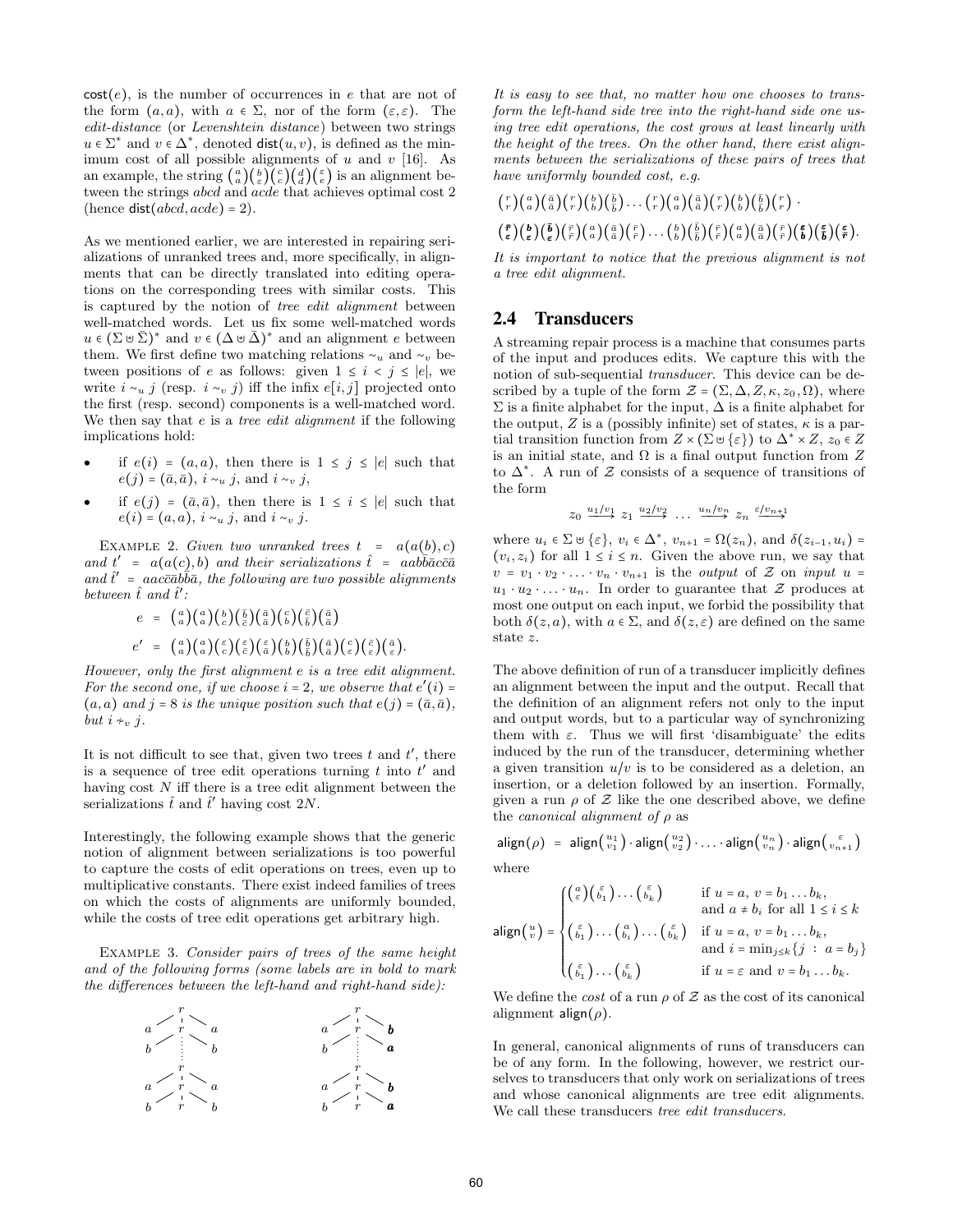$\mathsf{cost}(e)$, is the number of occurrences in $e$ that are not of the form $(a,a)$, with $a \in \Sigma$, nor of the form $(\varepsilon,\varepsilon)$. The *edit-distance* (or *Levenshtein distance*) between two strings $u \in \Sigma^*$ and $v \in \Delta^*$, denoted $\mathsf{dist}(u,v)$, is defined as the minimum cost of all possible alignments of $u$ and $v$ [16]. As an example, the string $\binom{a}{a}\binom{b}{\varepsilon}\binom{c}{c}\binom{d}{d}\binom{\varepsilon}{e}$ is an alignment between the strings $abcd$ and $acde$ that achieves optimal cost 2 (hence $\mathsf{dist}(abcd, acde) = 2$).

As we mentioned earlier, we are interested in repairing serializations of unranked trees and, more specifically, in alignments that can be directly translated into editing operations on the corresponding trees with similar costs. This is captured by the notion of *tree edit alignment* between well-matched words. Let us fix some well-matched words $u \in (\Sigma \uplus \bar{\Sigma})^*$ and $v \in (\Delta \uplus \bar{\Delta})^*$ and an alignment $e$ between them. We first define two matching relations $\sim_u$ and $\sim_v$ between positions of $e$ as follows: given $1 \le i < j \le |e|$, we write $i \sim_u j$ (resp. $i \sim_v j$) iff the infix $e[i,j]$ projected onto the first (resp. second) components is a well-matched word. We then say that $e$ is a *tree edit alignment* if the following implications hold:

- if $e(i) = (a,a)$, then there is $1 \le j \le |e|$ such that $e(j) = (\bar{a},\bar{a})$, $i \sim_u j$, and $i \sim_v j$,
- if $e(j) = (\bar{a},\bar{a})$, then there is $1 \le i \le |e|$ such that $e(i) = (a,a)$, $i \sim_u j$, and $i \sim_v j$.

Example 2. *Given two unranked trees $t = a(a(b),c)$ and $t' = a(a(c),b)$ and their serializations $\hat{t} = aab\bar{b}\bar{a}c\bar{c}\bar{a}$ and $\hat{t}' = aac\bar{c}\bar{a}b\bar{b}\bar{a}$, the following are two possible alignments between $\hat{t}$ and $\hat{t}'$:*

$$e = \tbinom{a}{a}\tbinom{a}{a}\tbinom{b}{c}\tbinom{\bar{b}}{\bar{c}}\tbinom{\bar{a}}{\bar{a}}\tbinom{c}{b}\tbinom{\bar{c}}{\bar{b}}\tbinom{\bar{a}}{\bar{a}}$$

$$e' = \tbinom{a}{a}\tbinom{a}{a}\tbinom{\varepsilon}{c}\tbinom{\varepsilon}{\bar{c}}\tbinom{\varepsilon}{\bar{a}}\tbinom{b}{b}\tbinom{\bar{b}}{\bar{b}}\tbinom{\bar{a}}{\bar{a}}\tbinom{c}{\varepsilon}\tbinom{\bar{c}}{\varepsilon}\tbinom{\bar{a}}{\varepsilon}.$$

*However, only the first alignment $e$ is a tree edit alignment. For the second one, if we choose $i = 2$, we observe that $e'(i) = (a,a)$ and $j = 8$ is the unique position such that $e(j) = (\bar{a},\bar{a})$, but $i \nsim_v j$.*

It is not difficult to see that, given two trees $t$ and $t'$, there is a sequence of tree edit operations turning $t$ into $t'$ and having cost $N$ iff there is a tree edit alignment between the serializations $\hat{t}$ and $\hat{t}'$ having cost $2N$.

Interestingly, the following example shows that the generic notion of alignment between serializations is too powerful to capture the costs of edit operations on trees, even up to multiplicative constants. There exist indeed families of trees on which the costs of alignments are uniformly bounded, while the costs of tree edit operations get arbitrary high.

Example 3. *Consider pairs of trees of the same height and of the following forms (some labels are in bold to mark the differences between the left-hand and right-hand side):*

*It is easy to see that, no matter how one chooses to transform the left-hand side tree into the right-hand side one using tree edit operations, the cost grows at least linearly with the height of the trees. On the other hand, there exist alignments between the serializations of these pairs of trees that have uniformly bounded cost, e.g.*

$$\tbinom{r}{r}\tbinom{a}{a}\tbinom{\bar{a}}{\bar{a}}\tbinom{r}{r}\tbinom{b}{b}\tbinom{\bar{b}}{\bar{b}}\dots\tbinom{r}{r}\tbinom{a}{a}\tbinom{\bar{a}}{\bar{a}}\tbinom{r}{r}\tbinom{b}{b}\tbinom{\bar{b}}{\bar{b}}\tbinom{r}{r}\cdot$$

$$\tbinom{\bar{\mathbf{r}}}{\varepsilon}\tbinom{\mathbf{b}}{\varepsilon}\tbinom{\bar{\mathbf{b}}}{\varepsilon}\tbinom{\bar{r}}{\bar{r}}\tbinom{a}{a}\tbinom{\bar{a}}{\bar{a}}\tbinom{\bar{r}}{\bar{r}}\dots\tbinom{b}{b}\tbinom{\bar{b}}{\bar{b}}\tbinom{\bar{r}}{\bar{r}}\tbinom{a}{a}\tbinom{\bar{a}}{\bar{a}}\tbinom{\bar{r}}{\bar{r}}\tbinom{\varepsilon}{\mathbf{b}}\tbinom{\varepsilon}{\bar{\mathbf{b}}}\tbinom{\varepsilon}{\bar{\mathbf{r}}}.$$

*It is important to notice that the previous alignment is not a tree edit alignment.*

## 2.4 Transducers

A streaming repair process is a machine that consumes parts of the input and produces edits. We capture this with the notion of sub-sequential *transducer*. This device can be described by a tuple of the form $\mathcal{Z} = (\Sigma, \Delta, Z, \kappa, z_0, \Omega)$, where $\Sigma$ is a finite alphabet for the input, $\Delta$ is a finite alphabet for the output, $Z$ is a (possibly infinite) set of states, $\kappa$ is a partial transition function from $Z \times (\Sigma \uplus \{\varepsilon\})$ to $\Delta^* \times Z$, $z_0 \in Z$ is an initial state, and $\Omega$ is a final output function from $Z$ to $\Delta^*$. A run of $\mathcal{Z}$ consists of a sequence of transitions of the form

$$z_0 \xrightarrow{u_1/v_1} z_1 \xrightarrow{u_2/v_2} \dots \xrightarrow{u_n/v_n} z_n \xrightarrow{\varepsilon/v_{n+1}}$$

where $u_i \in \Sigma \uplus \{\varepsilon\}$, $v_i \in \Delta^*$, $v_{n+1} = \Omega(z_n)$, and $\delta(z_{i-1}, u_i) = (v_i, z_i)$ for all $1 \le i \le n$. Given the above run, we say that $v = v_1 \cdot v_2 \cdot \ldots \cdot v_n \cdot v_{n+1}$ is the *output* of $\mathcal{Z}$ on *input* $u = u_1 \cdot u_2 \cdot \ldots \cdot u_n$. In order to guarantee that $\mathcal{Z}$ produces at most one output on each input, we forbid the possibility that both $\delta(z,a)$, with $a \in \Sigma$, and $\delta(z,\varepsilon)$ are defined on the same state $z$.

The above definition of run of a transducer implicitly defines an alignment between the input and the output. Recall that the definition of an alignment refers not only to the input and output words, but to a particular way of synchronizing them with $\varepsilon$. Thus we will first 'disambiguate' the edits induced by the run of the transducer, determining whether a given transition $u/v$ is to be considered as a deletion, an insertion, or a deletion followed by an insertion. Formally, given a run $\rho$ of $\mathcal{Z}$ like the one described above, we define the *canonical alignment of $\rho$* as

$$\mathsf{align}(\rho) = \mathsf{align}\tbinom{u_1}{v_1} \cdot \mathsf{align}\tbinom{u_2}{v_2} \cdot \ldots \cdot \mathsf{align}\tbinom{u_n}{v_n} \cdot \mathsf{align}\tbinom{\varepsilon}{v_{n+1}}$$

where

$$\mathsf{align}\tbinom{u}{v} = \begin{cases} \tbinom{a}{\varepsilon}\tbinom{\varepsilon}{b_1}\dots\tbinom{\varepsilon}{b_k} & \text{if } u = a,\ v = b_1\dots b_k, \\ & \text{and } a \neq b_i \text{ for all } 1 \le i \le k \\ \tbinom{\varepsilon}{b_1}\dots\tbinom{a}{b_i}\dots\tbinom{\varepsilon}{b_k} & \text{if } u = a,\ v = b_1\dots b_k, \\ & \text{and } i = \min_{j \le k}\{j \,:\, a = b_j\} \\ \tbinom{\varepsilon}{b_1}\dots\tbinom{\varepsilon}{b_k} & \text{if } u = \varepsilon \text{ and } v = b_1\dots b_k. \end{cases}$$

We define the *cost* of a run $\rho$ of $\mathcal{Z}$ as the cost of its canonical alignment $\mathsf{align}(\rho)$.

In general, canonical alignments of runs of transducers can be of any form. In the following, however, we restrict ourselves to transducers that only work on serializations of trees and whose canonical alignments are tree edit alignments. We call these transducers *tree edit transducers*.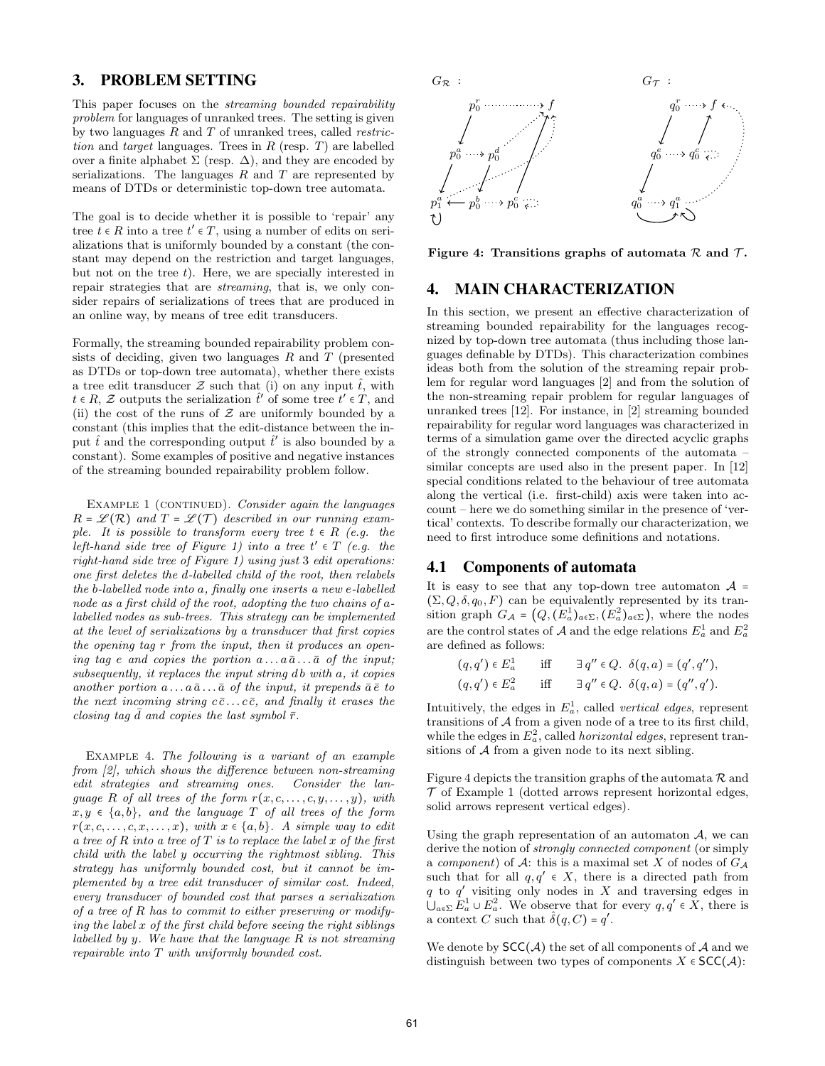## 3. PROBLEM SETTING

This paper focuses on the *streaming bounded repairability problem* for languages of unranked trees. The setting is given by two languages $R$ and $T$ of unranked trees, called *restriction* and *target* languages. Trees in $R$ (resp. $T$) are labelled over a finite alphabet $\Sigma$ (resp. $\Delta$), and they are encoded by serializations. The languages $R$ and $T$ are represented by means of DTDs or deterministic top-down tree automata.

The goal is to decide whether it is possible to 'repair' any tree $t \in R$ into a tree $t' \in T$, using a number of edits on serializations that is uniformly bounded by a constant (the constant may depend on the restriction and target languages, but not on the tree $t$). Here, we are specially interested in repair strategies that are *streaming*, that is, we only consider repairs of serializations of trees that are produced in an online way, by means of tree edit transducers.

Formally, the streaming bounded repairability problem consists of deciding, given two languages $R$ and $T$ (presented as DTDs or top-down tree automata), whether there exists a tree edit transducer $\mathcal{Z}$ such that (i) on any input $\hat{t}$, with $t \in R$, $\mathcal{Z}$ outputs the serialization $\hat{t}'$ of some tree $t' \in T$, and (ii) the cost of the runs of $\mathcal{Z}$ are uniformly bounded by a constant (this implies that the edit-distance between the input $\hat{t}$ and the corresponding output $\hat{t}'$ is also bounded by a constant). Some examples of positive and negative instances of the streaming bounded repairability problem follow.

Example 1 (continued). *Consider again the languages $R = \mathscr{L}(\mathcal{R})$ and $T = \mathscr{L}(\mathcal{T})$ described in our running example. It is possible to transform every tree $t \in R$ (e.g. the left-hand side tree of Figure 1) into a tree $t' \in T$ (e.g. the right-hand side tree of Figure 1) using just 3 edit operations: one first deletes the $d$-labelled child of the root, then relabels the $b$-labelled node into $a$, finally one inserts a new $e$-labelled node as a first child of the root, adopting the two chains of $a$-labelled nodes as sub-trees. This strategy can be implemented at the level of serializations by a transducer that first copies the opening tag $r$ from the input, then it produces an opening tag $e$ and copies the portion $a \dots a \bar{a} \dots \bar{a}$ of the input; subsequently, it replaces the input string $d\,b$ with $a$, it copies another portion $a \dots a \bar{a} \dots \bar{a}$ of the input, it prepends $\bar{a}\,\bar{e}$ to the next incoming string $c\,\bar{c} \dots c\,\bar{c}$, and finally it erases the closing tag $\bar{d}$ and copies the last symbol $\bar{r}$.*

Example 4. *The following is a variant of an example from [2], which shows the difference between non-streaming edit strategies and streaming ones. Consider the language $R$ of all trees of the form $r(x, c, \dots, c, y, \dots, y)$, with $x, y \in \{a, b\}$, and the language $T$ of all trees of the form $r(x, c, \dots, c, x, \dots, x)$, with $x \in \{a, b\}$. A simple way to edit a tree of $R$ into a tree of $T$ is to replace the label $x$ of the first child with the label $y$ occurring the rightmost sibling. This strategy has uniformly bounded cost, but it cannot be implemented by a tree edit transducer of similar cost. Indeed, every transducer of bounded cost that parses a serialization of a tree of $R$ has to commit to either preserving or modifying the label $x$ of the first child before seeing the right siblings labelled by $y$. We have that the language $R$ is not streaming repairable into $T$ with uniformly bounded cost.*

**Figure 4: Transitions graphs of automata $\mathcal{R}$ and $\mathcal{T}$.**

## 4. MAIN CHARACTERIZATION

In this section, we present an effective characterization of streaming bounded repairability for the languages recognized by top-down tree automata (thus including those languages definable by DTDs). This characterization combines ideas both from the solution of the streaming repair problem for regular word languages [2] and from the solution of the non-streaming repair problem for regular languages of unranked trees [12]. For instance, in [2] streaming bounded repairability for regular word languages was characterized in terms of a simulation game over the directed acyclic graphs of the strongly connected components of the automata – similar concepts are used also in the present paper. In [12] special conditions related to the behaviour of tree automata along the vertical (i.e. first-child) axis were taken into account – here we do something similar in the presence of 'vertical' contexts. To describe formally our characterization, we need to first introduce some definitions and notations.

### 4.1 Components of automata

It is easy to see that any top-down tree automaton $\mathcal{A} = (\Sigma, Q, \delta, q_0, F)$ can be equivalently represented by its transition graph $G_{\mathcal{A}} = \big(Q, (E^1_a)_{a\in\Sigma}, (E^2_a)_{a\in\Sigma}\big)$, where the nodes are the control states of $\mathcal{A}$ and the edge relations $E^1_a$ and $E^2_a$ are defined as follows:

$$(q, q') \in E^1_a \quad \text{iff} \quad \exists\, q'' \in Q.\ \delta(q, a) = (q', q''),$$
$$(q, q') \in E^2_a \quad \text{iff} \quad \exists\, q'' \in Q.\ \delta(q, a) = (q'', q').$$

Intuitively, the edges in $E^1_a$, called *vertical edges*, represent transitions of $\mathcal{A}$ from a given node of a tree to its first child, while the edges in $E^2_a$, called *horizontal edges*, represent transitions of $\mathcal{A}$ from a given node to its next sibling.

Figure 4 depicts the transition graphs of the automata $\mathcal{R}$ and $\mathcal{T}$ of Example 1 (dotted arrows represent horizontal edges, solid arrows represent vertical edges).

Using the graph representation of an automaton $\mathcal{A}$, we can derive the notion of *strongly connected component* (or simply a *component*) of $\mathcal{A}$: this is a maximal set $X$ of nodes of $G_{\mathcal{A}}$ such that for all $q, q' \in X$, there is a directed path from $q$ to $q'$ visiting only nodes in $X$ and traversing edges in $\bigcup_{a\in\Sigma} E^1_a \cup E^2_a$. We observe that for every $q, q' \in X$, there is a context $C$ such that $\hat{\delta}(q, C) = q'$.

We denote by $\mathsf{SCC}(\mathcal{A})$ the set of all components of $\mathcal{A}$ and we distinguish between two types of components $X \in \mathsf{SCC}(\mathcal{A})$: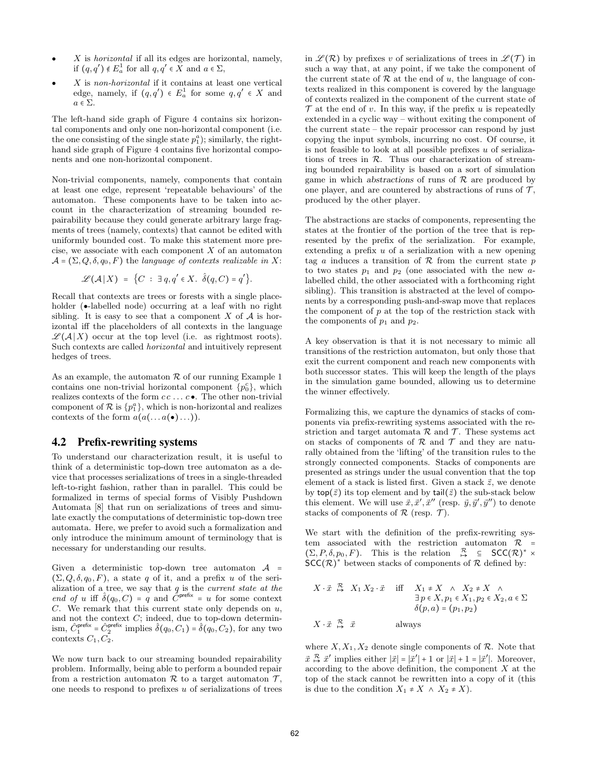- $X$ is *horizontal* if all its edges are horizontal, namely, if $(q, q') \notin E^1_a$ for all $q, q' \in X$ and $a \in \Sigma$,
- $X$ is *non-horizontal* if it contains at least one vertical edge, namely, if $(q, q') \in E^1_a$ for some $q, q' \in X$ and $a \in \Sigma$.

The left-hand side graph of Figure 4 contains six horizontal components and only one non-horizontal component (i.e. the one consisting of the single state $p^a_1$); similarly, the right-hand side graph of Figure 4 contains five horizontal components and one non-horizontal component.

Non-trivial components, namely, components that contain at least one edge, represent 'repeatable behaviours' of the automaton. These components have to be taken into account in the characterization of streaming bounded repairability because they could generate arbitrary large fragments of trees (namely, contexts) that cannot be edited with uniformly bounded cost. To make this statement more precise, we associate with each component $X$ of an automaton $\mathcal{A} = (\Sigma, Q, \delta, q_0, F)$ the *language of contexts realizable in* $X$:

$$\mathscr{L}(\mathcal{A}|X) = \{C \ : \ \exists\, q, q' \in X.\ \hat{\delta}(q, C) = q'\}.$$

Recall that contexts are trees or forests with a single placeholder ($\bullet$-labelled node) occurring at a leaf with no right sibling. It is easy to see that a component $X$ of $\mathcal{A}$ is horizontal iff the placeholders of all contexts in the language $\mathscr{L}(\mathcal{A}|X)$ occur at the top level (i.e. as rightmost roots). Such contexts are called *horizontal* and intuitively represent hedges of trees.

As an example, the automaton $\mathcal{R}$ of our running Example 1 contains one non-trivial horizontal component $\{p^c_0\}$, which realizes contexts of the form $c\,c\ \ldots\ c\,\bullet$. The other non-trivial component of $\mathcal{R}$ is $\{p^a_1\}$, which is non-horizontal and realizes contexts of the form $a(a(\ldots a(\bullet)\ldots))$.

## 4.2 Prefix-rewriting systems

To understand our characterization result, it is useful to think of a deterministic top-down tree automaton as a device that processes serializations of trees in a single-threaded left-to-right fashion, rather than in parallel. This could be formalized in terms of special forms of Visibly Pushdown Automata [8] that run on serializations of trees and simulate exactly the computations of deterministic top-down tree automata. Here, we prefer to avoid such a formalization and only introduce the minimum amount of terminology that is necessary for understanding our results.

Given a deterministic top-down tree automaton $\mathcal{A} = (\Sigma, Q, \delta, q_0, F)$, a state $q$ of it, and a prefix $u$ of the serialization of a tree, we say that $q$ is the *current state at the end of* $u$ iff $\hat{\delta}(q_0, C) = q$ and $\hat{C}^{\mathsf{prefix}} = u$ for some context $C$. We remark that this current state only depends on $u$, and not the context $C$; indeed, due to top-down determinism, $\hat{C}^{\mathsf{prefix}}_1 = \hat{C}^{\mathsf{prefix}}_2$ implies $\hat{\delta}(q_0, C_1) = \hat{\delta}(q_0, C_2)$, for any two contexts $C_1, C_2$.

We now turn back to our streaming bounded repairability problem. Informally, being able to perform a bounded repair from a restriction automaton $\mathcal{R}$ to a target automaton $\mathcal{T}$, one needs to respond to prefixes $u$ of serializations of trees in $\mathscr{L}(\mathcal{R})$ by prefixes $v$ of serializations of trees in $\mathscr{L}(\mathcal{T})$ in such a way that, at any point, if we take the component of the current state of $\mathcal{R}$ at the end of $u$, the language of contexts realized in this component is covered by the language of contexts realized in the component of the current state of $\mathcal{T}$ at the end of $v$. In this way, if the prefix $u$ is repeatedly extended in a cyclic way – without exiting the component of the current state – the repair processor can respond by just copying the input symbols, incurring no cost. Of course, it is not feasible to look at all possible prefixes $u$ of serializations of trees in $\mathcal{R}$. Thus our characterization of streaming bounded repairability is based on a sort of simulation game in which *abstractions* of runs of $\mathcal{R}$ are produced by one player, and are countered by abstractions of runs of $\mathcal{T}$, produced by the other player.

The abstractions are stacks of components, representing the states at the frontier of the portion of the tree that is represented by the prefix of the serialization. For example, extending a prefix $u$ of a serialization with a new opening tag $a$ induces a transition of $\mathcal{R}$ from the current state $p$ to two states $p_1$ and $p_2$ (one associated with the new $a$-labelled child, the other associated with a forthcoming right sibling). This transition is abstracted at the level of components by a corresponding push-and-swap move that replaces the component of $p$ at the top of the restriction stack with the components of $p_1$ and $p_2$.

A key observation is that it is not necessary to mimic all transitions of the restriction automaton, but only those that exit the current component and reach new components with both successor states. This will keep the length of the plays in the simulation game bounded, allowing us to determine the winner effectively.

Formalizing this, we capture the dynamics of stacks of components via prefix-rewriting systems associated with the restriction and target automata $\mathcal{R}$ and $\mathcal{T}$. These systems act on stacks of components of $\mathcal{R}$ and $\mathcal{T}$ and they are naturally obtained from the 'lifting' of the transition rules to the strongly connected components. Stacks of components are presented as strings under the usual convention that the top element of a stack is listed first. Given a stack $\bar{z}$, we denote by $\mathsf{top}(\bar{z})$ its top element and by $\mathsf{tail}(\bar{z})$ the sub-stack below this element. We will use $\bar{x}, \bar{x}', \bar{x}''$ (resp. $\bar{y}, \bar{y}', \bar{y}''$) to denote stacks of components of $\mathcal{R}$ (resp. $\mathcal{T}$).

We start with the definition of the prefix-rewriting system associated with the restriction automaton $\mathcal{R} = (\Sigma, P, \delta, p_0, F)$. This is the relation $\overset{\mathcal{R}}{\mapsto} \subseteq \mathsf{SCC}(\mathcal{R})^* \times \mathsf{SCC}(\mathcal{R})^*$ between stacks of components of $\mathcal{R}$ defined by:

$$X \cdot \bar{x} \ \overset{\mathcal{R}}{\mapsto}\ X_1\, X_2 \cdot \bar{x} \quad \text{iff} \quad \begin{array}{l} X_1 \neq X \ \wedge\ X_2 \neq X \ \wedge \\ \exists\, p \in X, p_1 \in X_1, p_2 \in X_2, a \in \Sigma \\ \delta(p, a) = (p_1, p_2) \end{array}$$

$$X \cdot \bar{x} \ \overset{\mathcal{R}}{\mapsto}\ \bar{x} \qquad\qquad \text{always}$$

where $X, X_1, X_2$ denote single components of $\mathcal{R}$. Note that $\bar{x} \overset{\mathcal{R}}{\mapsto} \bar{x}'$ implies either $|\bar{x}| = |\bar{x}'| + 1$ or $|\bar{x}| + 1 = |\bar{x}'|$. Moreover, according to the above definition, the component $X$ at the top of the stack cannot be rewritten into a copy of it (this is due to the condition $X_1 \neq X \ \wedge\ X_2 \neq X$).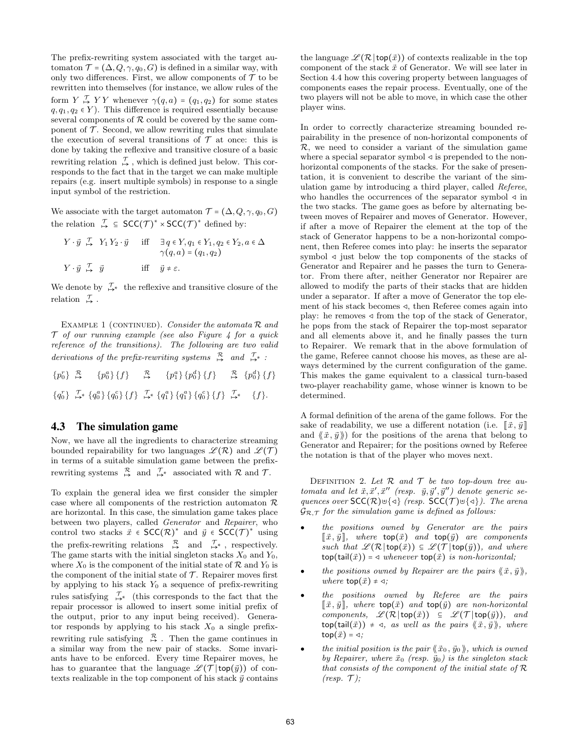The prefix-rewriting system associated with the target automaton $\mathcal{T} = (\Delta, Q, \gamma, q_0, G)$ is defined in a similar way, with only two differences. First, we allow components of $\mathcal{T}$ to be rewritten into themselves (for instance, we allow rules of the form $Y \overset{\mathcal{T}}{\mapsto} YY$ whenever $\gamma(q,a) = (q_1, q_2)$ for some states $q, q_1, q_2 \in Y$). This difference is required essentially because several components of $\mathcal{R}$ could be covered by the same component of $\mathcal{T}$. Second, we allow rewriting rules that simulate the execution of several transitions of $\mathcal{T}$ at once: this is done by taking the reflexive and transitive closure of a basic rewriting relation $\overset{\mathcal{T}}{\mapsto}$, which is defined just below. This corresponds to the fact that in the target we can make multiple repairs (e.g. insert multiple symbols) in response to a single input symbol of the restriction.

We associate with the target automaton $\mathcal{T} = (\Delta, Q, \gamma, q_0, G)$ the relation $\overset{\mathcal{T}}{\mapsto} \subseteq \mathsf{SCC}(\mathcal{T})^* \times \mathsf{SCC}(\mathcal{T})^*$ defined by:

$$Y \cdot \vec{y} \overset{\mathcal{T}}{\mapsto} Y_1 Y_2 \cdot \vec{y} \quad \text{iff} \quad \exists\, q \in Y, q_1 \in Y_1, q_2 \in Y_2, a \in \Delta \;\; \gamma(q,a) = (q_1, q_2)$$

$$Y \cdot \vec{y} \overset{\mathcal{T}}{\mapsto} \vec{y} \quad \text{iff} \quad \vec{y} \neq \varepsilon.$$

We denote by $\overset{\mathcal{T}}{\mapsto}{}^*$ the reflexive and transitive closure of the relation $\overset{\mathcal{T}}{\mapsto}$.

Example 1 (continued). *Consider the automata $\mathcal{R}$ and $\mathcal{T}$ of our running example (see also Figure 4 for a quick reference of the transitions). The following are two valid derivations of the prefix-rewriting systems $\overset{\mathcal{R}}{\mapsto}$ and $\overset{\mathcal{T}}{\mapsto}{}^*$ :*

$$\{p_0^r\} \overset{\mathcal{R}}{\mapsto} \{p_0^a\}\{f\} \overset{\mathcal{R}}{\mapsto} \{p_1^a\}\{p_0^d\}\{f\} \overset{\mathcal{R}}{\mapsto} \{p_0^d\}\{f\}$$

$$\{q_0^r\} \overset{\mathcal{T}}{\mapsto}{}^* \{q_0^a\}\{q_0^c\}\{f\} \overset{\mathcal{T}}{\mapsto}{}^* \{q_1^a\}\{q_1^a\}\{q_0^c\}\{f\} \overset{\mathcal{T}}{\mapsto}{}^* \{f\}.$$

## 4.3 The simulation game

Now, we have all the ingredients to characterize streaming bounded repairability for two languages $\mathscr{L}(\mathcal{R})$ and $\mathscr{L}(\mathcal{T})$ in terms of a suitable simulation game between the prefix-rewriting systems $\overset{\mathcal{R}}{\mapsto}$ and $\overset{\mathcal{T}}{\mapsto}{}^*$ associated with $\mathcal{R}$ and $\mathcal{T}$.

To explain the general idea we first consider the simpler case where all components of the restriction automaton $\mathcal{R}$ are horizontal. In this case, the simulation game takes place between two players, called *Generator* and *Repairer*, who control two stacks $\vec{x} \in \mathsf{SCC}(\mathcal{R})^*$ and $\vec{y} \in \mathsf{SCC}(\mathcal{T})^*$ using the prefix-rewriting relations $\overset{\mathcal{R}}{\mapsto}$ and $\overset{\mathcal{T}}{\mapsto}{}^*$, respectively. The game starts with the initial singleton stacks $X_0$ and $Y_0$, where $X_0$ is the component of the initial state of $\mathcal{R}$ and $Y_0$ is the component of the initial state of $\mathcal{T}$. Repairer moves first by applying to his stack $Y_0$ a sequence of prefix-rewriting rules satisfying $\overset{\mathcal{T}}{\mapsto}{}^*$ (this corresponds to the fact that the repair processor is allowed to insert some initial prefix of the output, prior to any input being received). Generator responds by applying to his stack $X_0$ a single prefix-rewriting rule satisfying $\overset{\mathcal{R}}{\mapsto}$. Then the game continues in a similar way from the new pair of stacks. Some invariants have to be enforced. Every time Repairer moves, he has to guarantee that the language $\mathscr{L}(\mathcal{T}\,|\,\mathsf{top}(\vec{y}))$ of contexts realizable in the top component of his stack $\vec{y}$ contains the language $\mathscr{L}(\mathcal{R}\,|\,\mathsf{top}(\vec{x}))$ of contexts realizable in the top component of the stack $\vec{x}$ of Generator. We will see later in Section 4.4 how this covering property between languages of components eases the repair process. Eventually, one of the two players will not be able to move, in which case the other player wins.

In order to correctly characterize streaming bounded repairability in the presence of non-horizontal components of $\mathcal{R}$, we need to consider a variant of the simulation game where a special separator symbol $\triangleleft$ is prepended to the non-horizontal components of the stacks. For the sake of presentation, it is convenient to describe the variant of the simulation game by introducing a third player, called *Referee*, who handles the occurrences of the separator symbol $\triangleleft$ in the two stacks. The game goes as before by alternating between moves of Repairer and moves of Generator. However, if after a move of Repairer the element at the top of the stack of Generator happens to be a non-horizontal component, then Referee comes into play: he inserts the separator symbol $\triangleleft$ just below the top components of the stacks of Generator and Repairer and he passes the turn to Generator. From there after, neither Generator nor Repairer are allowed to modify the parts of their stacks that are hidden under a separator. If after a move of Generator the top element of his stack becomes $\triangleleft$, then Referee comes again into play: he removes $\triangleleft$ from the top of the stack of Generator, he pops from the stack of Repairer the top-most separator and all elements above it, and he finally passes the turn to Repairer. We remark that in the above formulation of the game, Referee cannot choose his moves, as these are always determined by the current configuration of the game. This makes the game equivalent to a classical turn-based two-player reachability game, whose winner is known to be determined.

A formal definition of the arena of the game follows. For the sake of readability, we use a different notation (i.e. $[\![\vec{x}, \vec{y}]\!]$ and $\langle\!\langle \vec{x}, \vec{y} \rangle\!\rangle$) for the positions of the arena that belong to Generator and Repairer; for the positions owned by Referee the notation is that of the player who moves next.

Definition 2. *Let $\mathcal{R}$ and $\mathcal{T}$ be two top-down tree automata and let $\vec{x}, \vec{x}', \vec{x}''$ (resp. $\vec{y}, \vec{y}', \vec{y}''$) denote generic sequences over $\mathsf{SCC}(\mathcal{R}) \uplus \{\triangleleft\}$ (resp. $\mathsf{SCC}(\mathcal{T}) \uplus \{\triangleleft\}$). The arena $\mathcal{G}_{\mathcal{R},\mathcal{T}}$ for the simulation game is defined as follows:*

- *the positions owned by Generator are the pairs $[\![\vec{x}, \vec{y}]\!]$, where $\mathsf{top}(\vec{x})$ and $\mathsf{top}(\vec{y})$ are components such that $\mathscr{L}(\mathcal{R}\,|\,\mathsf{top}(\vec{x})) \subseteq \mathscr{L}(\mathcal{T}\,|\,\mathsf{top}(\vec{y}))$, and where $\mathsf{top}(\mathsf{tail}(\vec{x})) = \triangleleft$ whenever $\mathsf{top}(\vec{x})$ is non-horizontal;*
- *the positions owned by Repairer are the pairs $\langle\!\langle \vec{x}, \vec{y} \rangle\!\rangle$, where $\mathsf{top}(\vec{x}) \neq \triangleleft$;*
- *the positions owned by Referee are the pairs $[\![\vec{x}, \vec{y}]\!]$, where $\mathsf{top}(\vec{x})$ and $\mathsf{top}(\vec{y})$ are non-horizontal components, $\mathscr{L}(\mathcal{R}\,|\,\mathsf{top}(\vec{x})) \subseteq \mathscr{L}(\mathcal{T}\,|\,\mathsf{top}(\vec{y}))$, and $\mathsf{top}(\mathsf{tail}(\vec{x})) \neq \triangleleft$, as well as the pairs $\langle\!\langle \vec{x}, \vec{y} \rangle\!\rangle$, where $\mathsf{top}(\vec{x}) = \triangleleft$;*
- *the initial position is the pair $\langle\!\langle \vec{x}_0, \vec{y}_0 \rangle\!\rangle$, which is owned by Repairer, where $\vec{x}_0$ (resp. $\vec{y}_0$) is the singleton stack that consists of the component of the initial state of $\mathcal{R}$ (resp. $\mathcal{T}$);*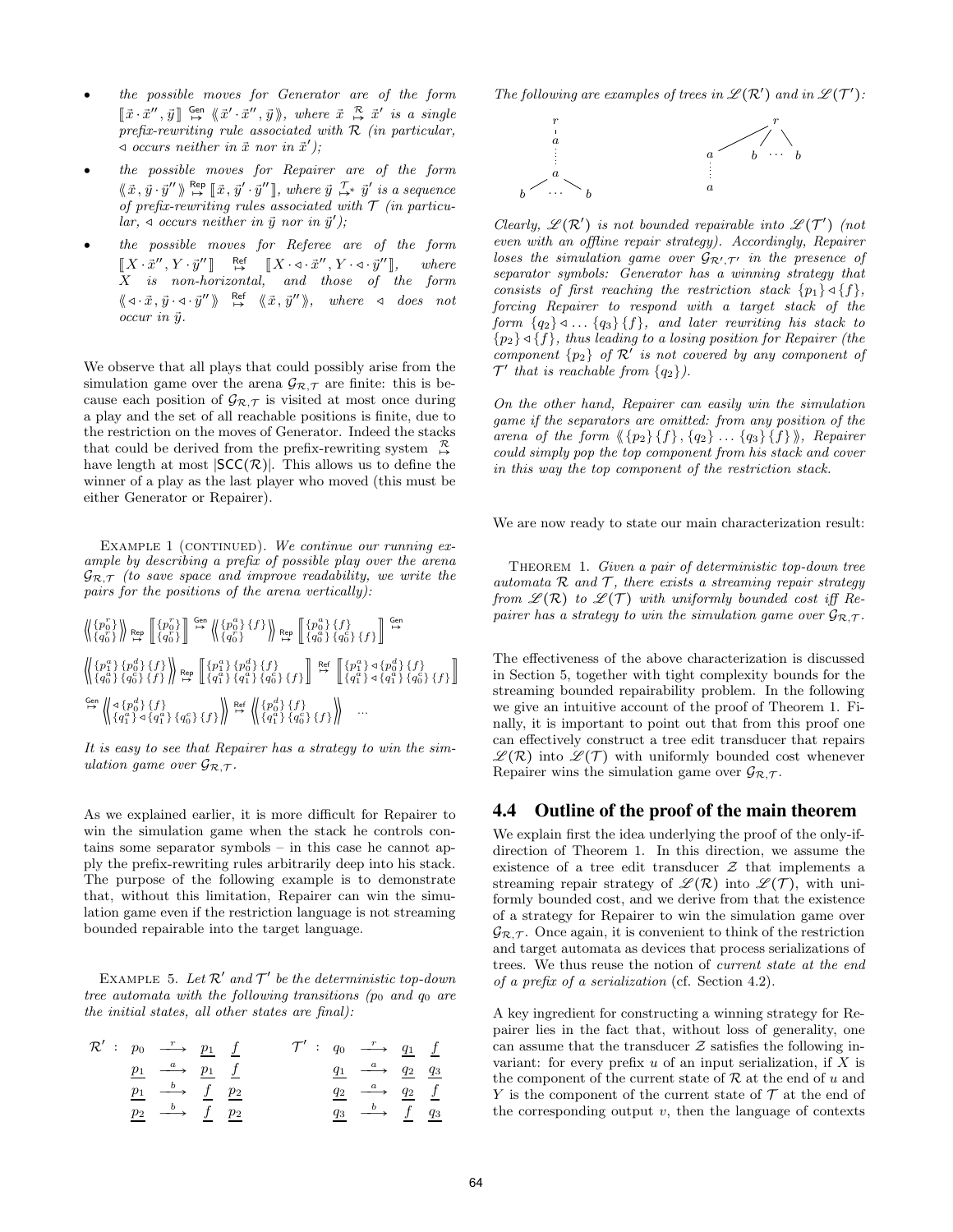- *the possible moves for Generator are of the form* $[\![\vec{x}\cdot\vec{x}'', \vec{y}]\!] \overset{\mathsf{Gen}}{\mapsto} \langle\!\langle \vec{x}'\cdot\vec{x}'', \vec{y}\rangle\!\rangle$*, where* $\vec{x} \overset{\mathcal{R}}{\mapsto} \vec{x}'$ *is a single prefix-rewriting rule associated with* $\mathcal{R}$ *(in particular,* $\triangleleft$ *occurs neither in* $\vec{x}$ *nor in* $\vec{x}'$*);*
- *the possible moves for Repairer are of the form* $\langle\!\langle \vec{x}, \vec{y}\cdot\vec{y}''\rangle\!\rangle \overset{\mathsf{Rep}}{\mapsto} [\![\vec{x}, \vec{y}'\cdot\vec{y}'']\!]$*, where* $\vec{y} \overset{\mathcal{T}}{\mapsto}{}^{*} \vec{y}'$ *is a sequence of prefix-rewriting rules associated with* $\mathcal{T}$ *(in particular,* $\triangleleft$ *occurs neither in* $\vec{y}$ *nor in* $\vec{y}'$*);*
- *the possible moves for Referee are of the form* $[\![X\cdot\vec{x}'', Y\cdot\vec{y}'']\!] \overset{\mathsf{Ref}}{\mapsto} [\![X\cdot\triangleleft\cdot\vec{x}'', Y\cdot\triangleleft\cdot\vec{y}'']\!]$*, where* $X$ *is non-horizontal, and those of the form* $\langle\!\langle \triangleleft\cdot\vec{x}, \vec{y}\cdot\triangleleft\cdot\vec{y}''\rangle\!\rangle \overset{\mathsf{Ref}}{\mapsto} \langle\!\langle \vec{x}, \vec{y}''\rangle\!\rangle$*, where* $\triangleleft$ *does not occur in* $\vec{y}$*.*

We observe that all plays that could possibly arise from the simulation game over the arena $\mathcal{G}_{\mathcal{R},\mathcal{T}}$ are finite: this is because each position of $\mathcal{G}_{\mathcal{R},\mathcal{T}}$ is visited at most once during a play and the set of all reachable positions is finite, due to the restriction on the moves of Generator. Indeed the stacks that could be derived from the prefix-rewriting system $\overset{\mathcal{R}}{\mapsto}$ have length at most $|\mathsf{SCC}(\mathcal{R})|$. This allows us to define the winner of a play as the last player who moved (this must be either Generator or Repairer).

Example 1 (continued). *We continue our running example by describing a prefix of possible play over the arena* $\mathcal{G}_{\mathcal{R},\mathcal{T}}$ *(to save space and improve readability, we write the pairs for the positions of the arena vertically):*

$$\left\langle\!\!\left\langle {\{p_0^r\} \atop \{q_0^r\}} \right\rangle\!\!\right\rangle \overset{\mathsf{Rep}}{\mapsto} \left[\!\!\left[ {\{p_0^r\} \atop \{q_0^r\}} \right]\!\!\right] \overset{\mathsf{Gen}}{\mapsto} \left\langle\!\!\left\langle {\{p_0^a\}\,\{f\} \atop \{q_0^r\}} \right\rangle\!\!\right\rangle \overset{\mathsf{Rep}}{\mapsto} \left[\!\!\left[ {\{p_0^a\}\,\{f\} \atop \{q_0^a\}\,\{q_0^c\}\,\{f\}} \right]\!\!\right] \overset{\mathsf{Gen}}{\mapsto}$$

$$\left\langle\!\!\left\langle {\{p_1^a\}\,\{p_0^d\}\,\{f\} \atop \{q_0^a\}\,\{q_0^c\}\,\{f\}} \right\rangle\!\!\right\rangle \overset{\mathsf{Rep}}{\mapsto} \left[\!\!\left[ {\{p_1^a\}\,\{p_0^d\}\,\{f\} \atop \{q_1^a\}\,\{q_1^a\}\,\{q_0^c\}\,\{f\}} \right]\!\!\right] \overset{\mathsf{Ref}}{\mapsto} \left[\!\!\left[ {\{p_1^a\}\triangleleft\{p_0^d\}\,\{f\} \atop \{q_1^a\}\triangleleft\{q_1^a\}\,\{q_0^c\}\,\{f\}} \right]\!\!\right]$$

$$\overset{\mathsf{Gen}}{\mapsto} \left\langle\!\!\left\langle {\triangleleft\{p_0^d\}\,\{f\} \atop \{q_1^a\}\triangleleft\{q_1^a\}\,\{q_0^c\}\,\{f\}} \right\rangle\!\!\right\rangle \overset{\mathsf{Ref}}{\mapsto} \left\langle\!\!\left\langle {\{p_0^d\}\,\{f\} \atop \{q_1^a\}\,\{q_0^c\}\,\{f\}} \right\rangle\!\!\right\rangle \quad \ldots$$

*It is easy to see that Repairer has a strategy to win the simulation game over* $\mathcal{G}_{\mathcal{R},\mathcal{T}}$*.*

As we explained earlier, it is more difficult for Repairer to win the simulation game when the stack he controls contains some separator symbols – in this case he cannot apply the prefix-rewriting rules arbitrarily deep into his stack. The purpose of the following example is to demonstrate that, without this limitation, Repairer can win the simulation game even if the restriction language is not streaming bounded repairable into the target language.

Example 5. *Let* $\mathcal{R}'$ *and* $\mathcal{T}'$ *be the deterministic top-down tree automata with the following transitions (*$p_0$ *and* $q_0$ *are the initial states, all other states are final):*

$$\mathcal{R}' : \begin{array}{llll} p_0 & \xrightarrow{\ r\ } & \underline{p_1} & \underline{f} \\ \underline{p_1} & \xrightarrow{\ a\ } & \underline{p_1} & \underline{f} \\ \underline{p_1} & \xrightarrow{\ b\ } & \underline{f} & \underline{p_2} \\ \underline{p_2} & \xrightarrow{\ b\ } & \underline{f} & \underline{p_2} \end{array} \qquad \mathcal{T}' : \begin{array}{llll} q_0 & \xrightarrow{\ r\ } & \underline{q_1} & \underline{f} \\ \underline{q_1} & \xrightarrow{\ a\ } & \underline{q_2} & \underline{q_3} \\ \underline{q_2} & \xrightarrow{\ a\ } & \underline{q_2} & \underline{f} \\ \underline{q_3} & \xrightarrow{\ b\ } & \underline{f} & \underline{q_3} \end{array}$$

*The following are examples of trees in* $\mathscr{L}(\mathcal{R}')$ *and in* $\mathscr{L}(\mathcal{T}')$*:*

*Clearly,* $\mathscr{L}(\mathcal{R}')$ *is not bounded repairable into* $\mathscr{L}(\mathcal{T}')$ *(not even with an offline repair strategy). Accordingly, Repairer loses the simulation game over* $\mathcal{G}_{\mathcal{R}',\mathcal{T}'}$ *in the presence of separator symbols: Generator has a winning strategy that consists of first reaching the restriction stack* $\{p_1\}\triangleleft\{f\}$*, forcing Repairer to respond with a target stack of the form* $\{q_2\}\triangleleft\ldots\{q_3\}\{f\}$*, and later rewriting his stack to* $\{p_2\}\triangleleft\{f\}$*, thus leading to a losing position for Repairer (the component* $\{p_2\}$ *of* $\mathcal{R}'$ *is not covered by any component of* $\mathcal{T}'$ *that is reachable from* $\{q_2\}$*).*

*On the other hand, Repairer can easily win the simulation game if the separators are omitted: from any position of the arena of the form* $\langle\!\langle \{p_2\}\{f\}, \{q_2\}\ldots\{q_3\}\{f\}\rangle\!\rangle$*, Repairer could simply pop the top component from his stack and cover in this way the top component of the restriction stack.*

We are now ready to state our main characterization result:

Theorem 1. *Given a pair of deterministic top-down tree automata* $\mathcal{R}$ *and* $\mathcal{T}$*, there exists a streaming repair strategy from* $\mathscr{L}(\mathcal{R})$ *to* $\mathscr{L}(\mathcal{T})$ *with uniformly bounded cost iff Repairer has a strategy to win the simulation game over* $\mathcal{G}_{\mathcal{R},\mathcal{T}}$*.*

The effectiveness of the above characterization is discussed in Section 5, together with tight complexity bounds for the streaming bounded repairability problem. In the following we give an intuitive account of the proof of Theorem 1. Finally, it is important to point out that from this proof one can effectively construct a tree edit transducer that repairs $\mathscr{L}(\mathcal{R})$ into $\mathscr{L}(\mathcal{T})$ with uniformly bounded cost whenever Repairer wins the simulation game over $\mathcal{G}_{\mathcal{R},\mathcal{T}}$.

## 4.4 Outline of the proof of the main theorem

We explain first the idea underlying the proof of the only-if-direction of Theorem 1. In this direction, we assume the existence of a tree edit transducer $\mathcal{Z}$ that implements a streaming repair strategy of $\mathscr{L}(\mathcal{R})$ into $\mathscr{L}(\mathcal{T})$, with uniformly bounded cost, and we derive from that the existence of a strategy for Repairer to win the simulation game over $\mathcal{G}_{\mathcal{R},\mathcal{T}}$. Once again, it is convenient to think of the restriction and target automata as devices that process serializations of trees. We thus reuse the notion of *current state at the end of a prefix of a serialization* (cf. Section 4.2).

A key ingredient for constructing a winning strategy for Repairer lies in the fact that, without loss of generality, one can assume that the transducer $\mathcal{Z}$ satisfies the following invariant: for every prefix $u$ of an input serialization, if $X$ is the component of the current state of $\mathcal{R}$ at the end of $u$ and $Y$ is the component of the current state of $\mathcal{T}$ at the end of the corresponding output $v$, then the language of contexts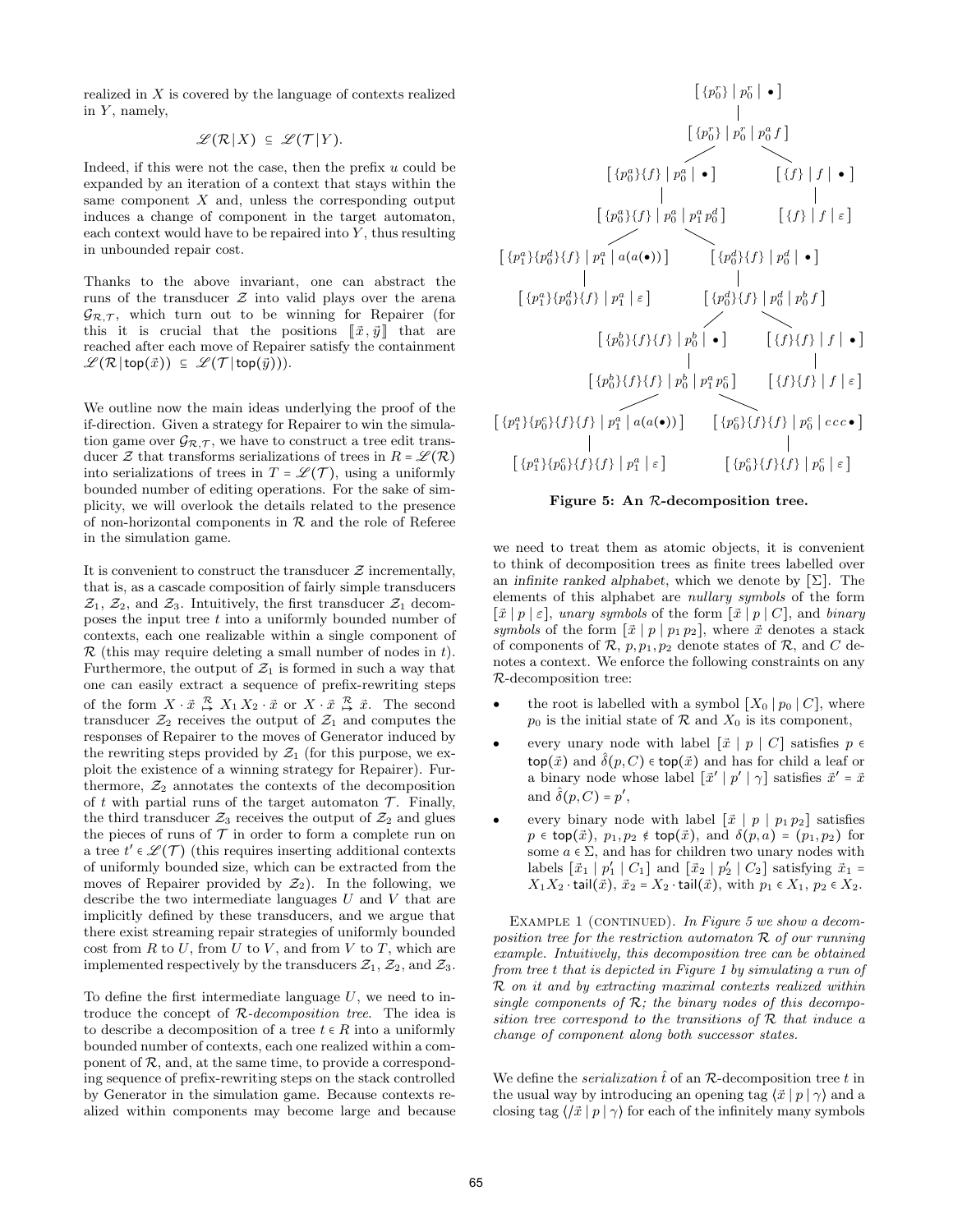realized in $X$ is covered by the language of contexts realized in $Y$, namely,

$$\mathscr{L}(\mathcal{R}\,|\,X) \;\subseteq\; \mathscr{L}(\mathcal{T}\,|\,Y).$$

Indeed, if this were not the case, then the prefix $u$ could be expanded by an iteration of a context that stays within the same component $X$ and, unless the corresponding output induces a change of component in the target automaton, each context would have to be repaired into $Y$, thus resulting in unbounded repair cost.

Thanks to the above invariant, one can abstract the runs of the transducer $\mathcal{Z}$ into valid plays over the arena $\mathcal{G}_{\mathcal{R},\mathcal{T}}$, which turn out to be winning for Repairer (for this it is crucial that the positions $[\![\vec{x},\vec{y}]\!]$ that are reached after each move of Repairer satisfy the containment $\mathscr{L}(\mathcal{R}\,|\,\mathsf{top}(\vec{x})) \subseteq \mathscr{L}(\mathcal{T}\,|\,\mathsf{top}(\vec{y}))$.

We outline now the main ideas underlying the proof of the if-direction. Given a strategy for Repairer to win the simulation game over $\mathcal{G}_{\mathcal{R},\mathcal{T}}$, we have to construct a tree edit transducer $\mathcal{Z}$ that transforms serializations of trees in $R = \mathscr{L}(\mathcal{R})$ into serializations of trees in $T = \mathscr{L}(\mathcal{T})$, using a uniformly bounded number of editing operations. For the sake of simplicity, we will overlook the details related to the presence of non-horizontal components in $\mathcal{R}$ and the role of Referee in the simulation game.

It is convenient to construct the transducer $\mathcal{Z}$ incrementally, that is, as a cascade composition of fairly simple transducers $\mathcal{Z}_1$, $\mathcal{Z}_2$, and $\mathcal{Z}_3$. Intuitively, the first transducer $\mathcal{Z}_1$ decomposes the input tree $t$ into a uniformly bounded number of contexts, each one realizable within a single component of $\mathcal{R}$ (this may require deleting a small number of nodes in $t$). Furthermore, the output of $\mathcal{Z}_1$ is formed in such a way that one can easily extract a sequence of prefix-rewriting steps of the form $X\cdot\vec{x} \overset{\mathcal{R}}{\hookrightarrow} X_1\,X_2\cdot\vec{x}$ or $X\cdot\vec{x} \overset{\mathcal{R}}{\hookrightarrow} \vec{x}$. The second transducer $\mathcal{Z}_2$ receives the output of $\mathcal{Z}_1$ and computes the responses of Repairer to the moves of Generator induced by the rewriting steps provided by $\mathcal{Z}_1$ (for this purpose, we exploit the existence of a winning strategy for Repairer). Furthermore, $\mathcal{Z}_2$ annotates the contexts of the decomposition of $t$ with partial runs of the target automaton $\mathcal{T}$. Finally, the third transducer $\mathcal{Z}_3$ receives the output of $\mathcal{Z}_2$ and glues the pieces of runs of $\mathcal{T}$ in order to form a complete run on a tree $t' \in \mathscr{L}(\mathcal{T})$ (this requires inserting additional contexts of uniformly bounded size, which can be extracted from the moves of Repairer provided by $\mathcal{Z}_2$). In the following, we describe the two intermediate languages $U$ and $V$ that are implicitly defined by these transducers, and we argue that there exist streaming repair strategies of uniformly bounded cost from $R$ to $U$, from $U$ to $V$, and from $V$ to $T$, which are implemented respectively by the transducers $\mathcal{Z}_1$, $\mathcal{Z}_2$, and $\mathcal{Z}_3$.

To define the first intermediate language $U$, we need to introduce the concept of $\mathcal{R}$-*decomposition tree*. The idea is to describe a decomposition of a tree $t \in R$ into a uniformly bounded number of contexts, each one realized within a component of $\mathcal{R}$, and, at the same time, to provide a corresponding sequence of prefix-rewriting steps on the stack controlled by Generator in the simulation game. Because contexts realized within components may become large and because

$[\{p_0^r\} \mid p_0^r \mid \bullet]$
$[\{p_0^r\} \mid p_0^r \mid p_0^a f]$
$[\{p_0^a\}\{f\} \mid p_0^a \mid \bullet]$ $[\{f\} \mid f \mid \bullet]$
$[\{p_0^a\}\{f\} \mid p_0^a \mid p_1^a p_0^d]$ $[\{f\} \mid f \mid \varepsilon]$
$[\{p_1^a\}\{p_0^d\}\{f\} \mid p_1^a \mid a(a(\bullet))]$ $[\{p_0^d\}\{f\} \mid p_0^d \mid \bullet]$
$[\{p_1^a\}\{p_0^d\}\{f\} \mid p_1^a \mid \varepsilon]$ $[\{p_0^d\}\{f\} \mid p_0^d \mid p_0^b f]$
$[\{p_0^b\}\{f\}\{f\} \mid p_0^b \mid \bullet]$ $[\{f\}\{f\} \mid f \mid \bullet]$
$[\{p_0^b\}\{f\}\{f\} \mid p_0^b \mid p_1^a p_0^c]$ $[\{f\}\{f\} \mid f \mid \varepsilon]$
$[\{p_1^a\}\{p_0^c\}\{f\}\{f\} \mid p_1^a \mid a(a(\bullet))]$ $[\{p_0^c\}\{f\}\{f\} \mid p_0^c \mid c\,c\,c\,\bullet]$
$[\{p_1^a\}\{p_0^c\}\{f\}\{f\} \mid p_1^a \mid \varepsilon]$ $[\{p_0^c\}\{f\}\{f\} \mid p_0^c \mid \varepsilon]$

**Figure 5: An $\mathcal{R}$-decomposition tree.**

we need to treat them as atomic objects, it is convenient to think of decomposition trees as finite trees labelled over an *infinite ranked alphabet*, which we denote by $[\Sigma]$. The elements of this alphabet are *nullary symbols* of the form $[\vec{x} \mid p \mid \varepsilon]$, *unary symbols* of the form $[\vec{x} \mid p \mid C]$, and *binary symbols* of the form $[\vec{x} \mid p \mid p_1\,p_2]$, where $\vec{x}$ denotes a stack of components of $\mathcal{R}$, $p, p_1, p_2$ denote states of $\mathcal{R}$, and $C$ denotes a context. We enforce the following constraints on any $\mathcal{R}$-decomposition tree:

- the root is labelled with a symbol $[X_0 \mid p_0 \mid C]$, where $p_0$ is the initial state of $\mathcal{R}$ and $X_0$ is its component,
- every unary node with label $[\vec{x} \mid p \mid C]$ satisfies $p \in \mathsf{top}(\vec{x})$ and $\hat{\delta}(p, C) \in \mathsf{top}(\vec{x})$ and has for child a leaf or a binary node whose label $[\vec{x}' \mid p' \mid \gamma]$ satisfies $\vec{x}' = \vec{x}$ and $\hat{\delta}(p, C) = p'$,
- every binary node with label $[\vec{x} \mid p \mid p_1\,p_2]$ satisfies $p \in \mathsf{top}(\vec{x})$, $p_1, p_2 \notin \mathsf{top}(\vec{x})$, and $\delta(p, a) = (p_1, p_2)$ for some $a \in \Sigma$, and has for children two unary nodes with labels $[\vec{x}_1 \mid p_1' \mid C_1]$ and $[\vec{x}_2 \mid p_2' \mid C_2]$ satisfying $\vec{x}_1 = X_1X_2 \cdot \mathsf{tail}(\vec{x})$, $\vec{x}_2 = X_2 \cdot \mathsf{tail}(\vec{x})$, with $p_1 \in X_1$, $p_2 \in X_2$.

Example 1 (continued). *In Figure 5 we show a decomposition tree for the restriction automaton $\mathcal{R}$ of our running example. Intuitively, this decomposition tree can be obtained from tree $t$ that is depicted in Figure 1 by simulating a run of $\mathcal{R}$ on it and by extracting maximal contexts realized within single components of $\mathcal{R}$; the binary nodes of this decomposition tree correspond to the transitions of $\mathcal{R}$ that induce a change of component along both successor states.*

We define the *serialization* $\hat{t}$ of an $\mathcal{R}$-decomposition tree $t$ in the usual way by introducing an opening tag $\langle \vec{x} \mid p \mid \gamma\rangle$ and a closing tag $\langle /\vec{x} \mid p \mid \gamma\rangle$ for each of the infinitely many symbols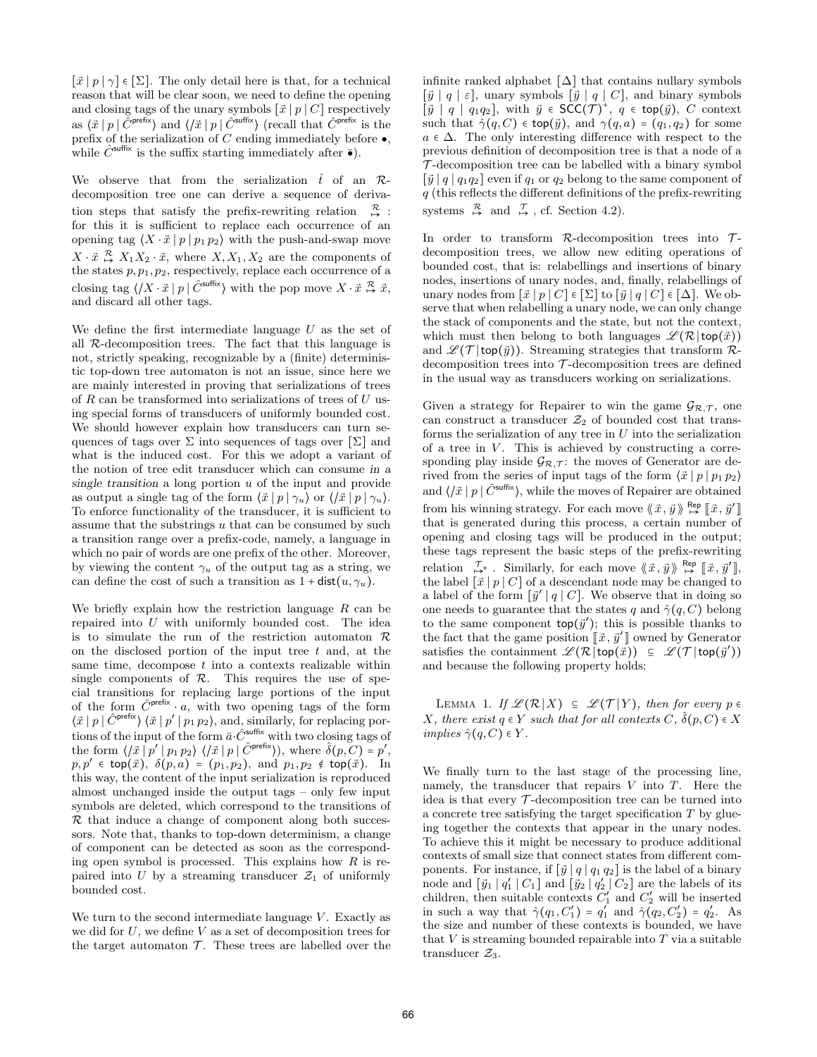$[\vec{x} \mid p \mid \gamma] \in [\Sigma]$. The only detail here is that, for a technical reason that will be clear soon, we need to define the opening and closing tags of the unary symbols $[\vec{x} \mid p \mid C]$ respectively as $\langle \vec{x} \mid p \mid \hat{C}^{\mathsf{prefix}} \rangle$ and $\langle / \vec{x} \mid p \mid \hat{C}^{\mathsf{suffix}} \rangle$ (recall that $\hat{C}^{\mathsf{prefix}}$ is the prefix of the serialization of $C$ ending immediately before $\bullet$, while $\hat{C}^{\mathsf{suffix}}$ is the suffix starting immediately after $\bar{\bullet}$).

We observe that from the serialization $\hat{t}$ of an $\mathcal{R}$-decomposition tree one can derive a sequence of derivation steps that satisfy the prefix-rewriting relation $\overset{\mathcal{R}}{\mapsto}$ : for this it is sufficient to replace each occurrence of an opening tag $\langle X \cdot \vec{x} \mid p \mid p_1\, p_2 \rangle$ with the push-and-swap move $X \cdot \vec{x} \overset{\mathcal{R}}{\mapsto} X_1 X_2 \cdot \vec{x}$, where $X, X_1, X_2$ are the components of the states $p, p_1, p_2$, respectively, replace each occurrence of a closing tag $\langle / X \cdot \vec{x} \mid p \mid \hat{C}^{\mathsf{suffix}} \rangle$ with the pop move $X \cdot \vec{x} \overset{\mathcal{R}}{\mapsto} \vec{x}$, and discard all other tags.

We define the first intermediate language $U$ as the set of all $\mathcal{R}$-decomposition trees. The fact that this language is not, strictly speaking, recognizable by a (finite) deterministic top-down tree automaton is not an issue, since here we are mainly interested in proving that serializations of trees of $R$ can be transformed into serializations of trees of $U$ using special forms of transducers of uniformly bounded cost. We should however explain how transducers can turn sequences of tags over $\Sigma$ into sequences of tags over $[\Sigma]$ and what is the induced cost. For this we adopt a variant of the notion of tree edit transducer which can consume *in a single transition* a long portion $u$ of the input and provide as output a single tag of the form $\langle \vec{x} \mid p \mid \gamma_u \rangle$ or $\langle / \vec{x} \mid p \mid \gamma_u \rangle$. To enforce functionality of the transducer, it is sufficient to assume that the substrings $u$ that can be consumed by such a transition range over a prefix-code, namely, a language in which no pair of words are one prefix of the other. Moreover, by viewing the content $\gamma_u$ of the output tag as a string, we can define the cost of such a transition as $1 + \mathsf{dist}(u, \gamma_u)$.

We briefly explain how the restriction language $R$ can be repaired into $U$ with uniformly bounded cost. The idea is to simulate the run of the restriction automaton $\mathcal{R}$ on the disclosed portion of the input tree $t$ and, at the same time, decompose $t$ into a contexts realizable within single components of $\mathcal{R}$. This requires the use of special transitions for replacing large portions of the input of the form $\hat{C}^{\mathsf{prefix}} \cdot a$, with two opening tags of the form $\langle \vec{x} \mid p \mid \hat{C}^{\mathsf{prefix}} \rangle \langle \vec{x} \mid p' \mid p_1 p_2 \rangle$, and, similarly, for replacing portions of the input of the form $\bar{a} \cdot \hat{C}^{\mathsf{suffix}}$ with two closing tags of the form $\langle / \vec{x} \mid p' \mid p_1 p_2 \rangle \langle / \vec{x} \mid p \mid \hat{C}^{\mathsf{prefix}} \rangle$), where $\hat{\delta}(p, C) = p'$, $p, p' \in \mathsf{top}(\vec{x})$, $\delta(p, a) = (p_1, p_2)$, and $p_1, p_2 \notin \mathsf{top}(\vec{x})$. In this way, the content of the input serialization is reproduced almost unchanged inside the output tags – only few input symbols are deleted, which correspond to the transitions of $\mathcal{R}$ that induce a change of component along both successors. Note that, thanks to top-down determinism, a change of component can be detected as soon as the corresponding open symbol is processed. This explains how $R$ is repaired into $U$ by a streaming transducer $\mathcal{Z}_1$ of uniformly bounded cost.

We turn to the second intermediate language $V$. Exactly as we did for $U$, we define $V$ as a set of decomposition trees for the target automaton $\mathcal{T}$. These trees are labelled over the infinite ranked alphabet $[\Delta]$ that contains nullary symbols $[\vec{y} \mid q \mid \varepsilon]$, unary symbols $[\vec{y} \mid q \mid C]$, and binary symbols $[\vec{y} \mid q \mid q_1 q_2]$, with $\vec{y} \in \mathsf{SCC}(\mathcal{T})^+$, $q \in \mathsf{top}(\vec{y})$, $C$ context such that $\hat{\gamma}(q, C) \in \mathsf{top}(\vec{y})$, and $\gamma(q, a) = (q_1, q_2)$ for some $a \in \Delta$. The only interesting difference with respect to the previous definition of decomposition tree is that a node of a $\mathcal{T}$-decomposition tree can be labelled with a binary symbol $[\vec{y} \mid q \mid q_1 q_2]$ even if $q_1$ or $q_2$ belong to the same component of $q$ (this reflects the different definitions of the prefix-rewriting systems $\overset{\mathcal{R}}{\mapsto}$ and $\overset{\mathcal{T}}{\mapsto}$, cf. Section 4.2).

In order to transform $\mathcal{R}$-decomposition trees into $\mathcal{T}$-decomposition trees, we allow new editing operations of bounded cost, that is: relabellings and insertions of binary nodes, insertions of unary nodes, and, finally, relabellings of unary nodes from $[\vec{x} \mid p \mid C] \in [\Sigma]$ to $[\vec{y} \mid q \mid C] \in [\Delta]$. We observe that when relabelling a unary node, we can only change the stack of components and the state, but not the context, which must then belong to both languages $\mathscr{L}(\mathcal{R} | \mathsf{top}(\vec{x}))$ and $\mathscr{L}(\mathcal{T} | \mathsf{top}(\vec{y}))$. Streaming strategies that transform $\mathcal{R}$-decomposition trees into $\mathcal{T}$-decomposition trees are defined in the usual way as transducers working on serializations.

Given a strategy for Repairer to win the game $\mathcal{G}_{\mathcal{R},\mathcal{T}}$, one can construct a transducer $\mathcal{Z}_2$ of bounded cost that transforms the serialization of any tree in $U$ into the serialization of a tree in $V$. This is achieved by constructing a corresponding play inside $\mathcal{G}_{\mathcal{R},\mathcal{T}}$: the moves of Generator are derived from the series of input tags of the form $\langle \vec{x} \mid p \mid p_1\, p_2 \rangle$ and $\langle / \vec{x} \mid p \mid \hat{C}^{\mathsf{suffix}} \rangle$, while the moves of Repairer are obtained from his winning strategy. For each move $\langle\!\langle \vec{x}, \vec{y} \rangle\!\rangle \overset{\mathsf{Rep}}{\mapsto} [\![ \vec{x}, \vec{y}\,' ]\!]$ that is generated during this process, a certain number of opening and closing tags will be produced in the output; these tags represent the basic steps of the prefix-rewriting relation $\overset{\mathcal{T}}{\mapsto}{}^{*}$. Similarly, for each move $\langle\!\langle \vec{x}, \vec{y} \rangle\!\rangle \overset{\mathsf{Rep}}{\mapsto} [\![ \vec{x}, \vec{y}\,' ]\!]$, the label $[\vec{x} \mid p \mid C]$ of a descendant node may be changed to a label of the form $[\vec{y}\,' \mid q \mid C]$. We observe that in doing so one needs to guarantee that the states $q$ and $\hat{\gamma}(q, C)$ belong to the same component $\mathsf{top}(\vec{y}\,')$; this is possible thanks to the fact that the game position $[\![ \vec{x}, \vec{y}\,' ]\!]$ owned by Generator satisfies the containment $\mathscr{L}(\mathcal{R} | \mathsf{top}(\vec{x})) \subseteq \mathscr{L}(\mathcal{T} | \mathsf{top}(\vec{y}\,'))$ and because the following property holds:

Lemma 1. *If $\mathscr{L}(\mathcal{R} | X) \subseteq \mathscr{L}(\mathcal{T} | Y)$, then for every $p \in X$, there exist $q \in Y$ such that for all contexts $C$, $\hat{\delta}(p, C) \in X$ implies $\hat{\gamma}(q, C) \in Y$.*

We finally turn to the last stage of the processing line, namely, the transducer that repairs $V$ into $T$. Here the idea is that every $\mathcal{T}$-decomposition tree can be turned into a concrete tree satisfying the target specification $T$ by glueing together the contexts that appear in the unary nodes. To achieve this it might be necessary to produce additional contexts of small size that connect states from different components. For instance, if $[\vec{y} \mid q \mid q_1\, q_2]$ is the label of a binary node and $[\vec{y}_1 \mid q'_1 \mid C_1]$ and $[\vec{y}_2 \mid q'_2 \mid C_2]$ are the labels of its children, then suitable contexts $C'_1$ and $C'_2$ will be inserted in such a way that $\hat{\gamma}(q_1, C'_1) = q'_1$ and $\hat{\gamma}(q_2, C'_2) = q'_2$. As the size and number of these contexts is bounded, we have that $V$ is streaming bounded repairable into $T$ via a suitable transducer $\mathcal{Z}_3$.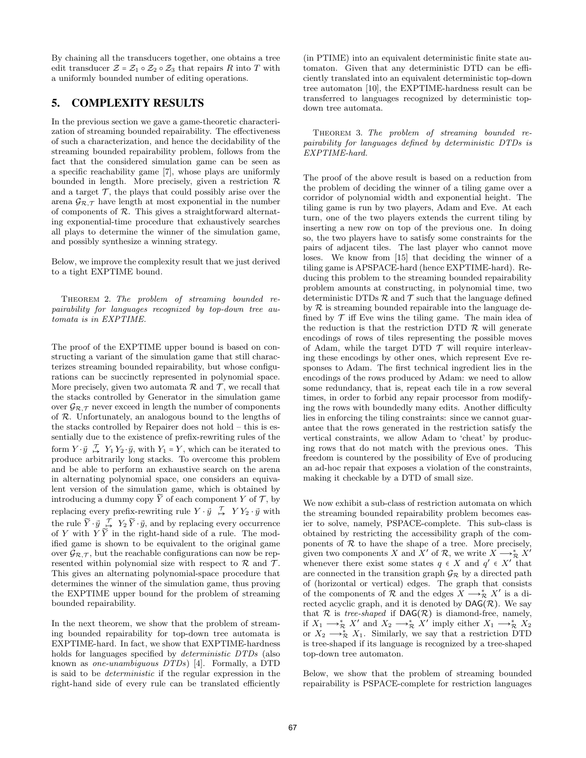By chaining all the transducers together, one obtains a tree edit transducer $\mathcal{Z} = \mathcal{Z}_1 \circ \mathcal{Z}_2 \circ \mathcal{Z}_3$ that repairs $R$ into $T$ with a uniformly bounded number of editing operations.

## 5. COMPLEXITY RESULTS

In the previous section we gave a game-theoretic characterization of streaming bounded repairability. The effectiveness of such a characterization, and hence the decidability of the streaming bounded repairability problem, follows from the fact that the considered simulation game can be seen as a specific reachability game [7], whose plays are uniformly bounded in length. More precisely, given a restriction $\mathcal{R}$ and a target $\mathcal{T}$, the plays that could possibly arise over the arena $\mathcal{G}_{\mathcal{R},\mathcal{T}}$ have length at most exponential in the number of components of $\mathcal{R}$. This gives a straightforward alternating exponential-time procedure that exhaustively searches all plays to determine the winner of the simulation game, and possibly synthesize a winning strategy.

Below, we improve the complexity result that we just derived to a tight EXPTIME bound.

Theorem 2. *The problem of streaming bounded repairability for languages recognized by top-down tree automata is in EXPTIME.*

The proof of the EXPTIME upper bound is based on constructing a variant of the simulation game that still characterizes streaming bounded repairability, but whose configurations can be succinctly represented in polynomial space. More precisely, given two automata $\mathcal{R}$ and $\mathcal{T}$, we recall that the stacks controlled by Generator in the simulation game over $\mathcal{G}_{\mathcal{R},\mathcal{T}}$ never exceed in length the number of components of $\mathcal{R}$. Unfortunately, an analogous bound to the lengths of the stacks controlled by Repairer does not hold – this is essentially due to the existence of prefix-rewriting rules of the form $Y \cdot \vec{y} \overset{\mathcal{T}}{\mapsto} Y_1 Y_2 \cdot \vec{y}$, with $Y_1 = Y$, which can be iterated to produce arbitrarily long stacks. To overcome this problem and be able to perform an exhaustive search on the arena in alternating polynomial space, one considers an equivalent version of the simulation game, which is obtained by introducing a dummy copy $\widetilde{Y}$ of each component $Y$ of $\mathcal{T}$, by replacing every prefix-rewriting rule $Y \cdot \vec{y} \overset{\mathcal{T}}{\mapsto} Y Y_2 \cdot \vec{y}$ with the rule $\widetilde{Y} \cdot \vec{y} \overset{\mathcal{T}}{\mapsto} Y_2 \widetilde{Y} \cdot \vec{y}$, and by replacing every occurrence of $Y$ with $Y \widetilde{Y}$ in the right-hand side of a rule. The modified game is shown to be equivalent to the original game over $\mathcal{G}_{\mathcal{R},\mathcal{T}}$, but the reachable configurations can now be represented within polynomial space with respect to $\mathcal{R}$ and $\mathcal{T}$. This gives an alternating polynomial-space procedure that determines the winner of the simulation game, thus proving the EXPTIME upper bound for the problem of streaming bounded repairability.

In the next theorem, we show that the problem of streaming bounded repairability for top-down tree automata is EXPTIME-hard. In fact, we show that EXPTIME-hardness holds for languages specified by *deterministic DTDs* (also known as *one-unambiguous DTDs*) [4]. Formally, a DTD is said to be *deterministic* if the regular expression in the right-hand side of every rule can be translated efficiently (in PTIME) into an equivalent deterministic finite state automaton. Given that any deterministic DTD can be efficiently translated into an equivalent deterministic top-down tree automaton [10], the EXPTIME-hardness result can be transferred to languages recognized by deterministic top-down tree automata.

Theorem 3. *The problem of streaming bounded repairability for languages defined by deterministic DTDs is EXPTIME-hard.*

The proof of the above result is based on a reduction from the problem of deciding the winner of a tiling game over a corridor of polynomial width and exponential height. The tiling game is run by two players, Adam and Eve. At each turn, one of the two players extends the current tiling by inserting a new row on top of the previous one. In doing so, the two players have to satisfy some constraints for the pairs of adjacent tiles. The last player who cannot move loses. We know from [15] that deciding the winner of a tiling game is APSPACE-hard (hence EXPTIME-hard). Reducing this problem to the streaming bounded repairability problem amounts at constructing, in polynomial time, two deterministic DTDs $\mathcal{R}$ and $\mathcal{T}$ such that the language defined by $\mathcal{R}$ is streaming bounded repairable into the language defined by $\mathcal{T}$ iff Eve wins the tiling game. The main idea of the reduction is that the restriction DTD $\mathcal{R}$ will generate encodings of rows of tiles representing the possible moves of Adam, while the target DTD $\mathcal{T}$ will require interleaving these encodings by other ones, which represent Eve responses to Adam. The first technical ingredient lies in the encodings of the rows produced by Adam: we need to allow some redundancy, that is, repeat each tile in a row several times, in order to forbid any repair processor from modifying the rows with boundedly many edits. Another difficulty lies in enforcing the tiling constraints: since we cannot guarantee that the rows generated in the restriction satisfy the vertical constraints, we allow Adam to 'cheat' by producing rows that do not match with the previous ones. This freedom is countered by the possibility of Eve of producing an ad-hoc repair that exposes a violation of the constraints, making it checkable by a DTD of small size.

We now exhibit a sub-class of restriction automata on which the streaming bounded repairability problem becomes easier to solve, namely, PSPACE-complete. This sub-class is obtained by restricting the accessibility graph of the components of $\mathcal{R}$ to have the shape of a tree. More precisely, given two components $X$ and $X'$ of $\mathcal{R}$, we write $X \longrightarrow^*_{\mathcal{R}} X'$ whenever there exist some states $q \in X$ and $q' \in X'$ that are connected in the transition graph $\mathcal{G}_{\mathcal{R}}$ by a directed path of (horizontal or vertical) edges. The graph that consists of the components of $\mathcal{R}$ and the edges $X \longrightarrow^*_{\mathcal{R}} X'$ is a directed acyclic graph, and it is denoted by $\mathsf{DAG}(\mathcal{R})$. We say that $\mathcal{R}$ is *tree-shaped* if $\mathsf{DAG}(\mathcal{R})$ is diamond-free, namely, if $X_1 \longrightarrow^*_{\mathcal{R}} X'$ and $X_2 \longrightarrow^*_{\mathcal{R}} X'$ imply either $X_1 \longrightarrow^*_{\mathcal{R}} X_2$ or $X_2 \longrightarrow^*_{\mathcal{R}} X_1$. Similarly, we say that a restriction DTD is tree-shaped if its language is recognized by a tree-shaped top-down tree automaton.

Below, we show that the problem of streaming bounded repairability is PSPACE-complete for restriction languages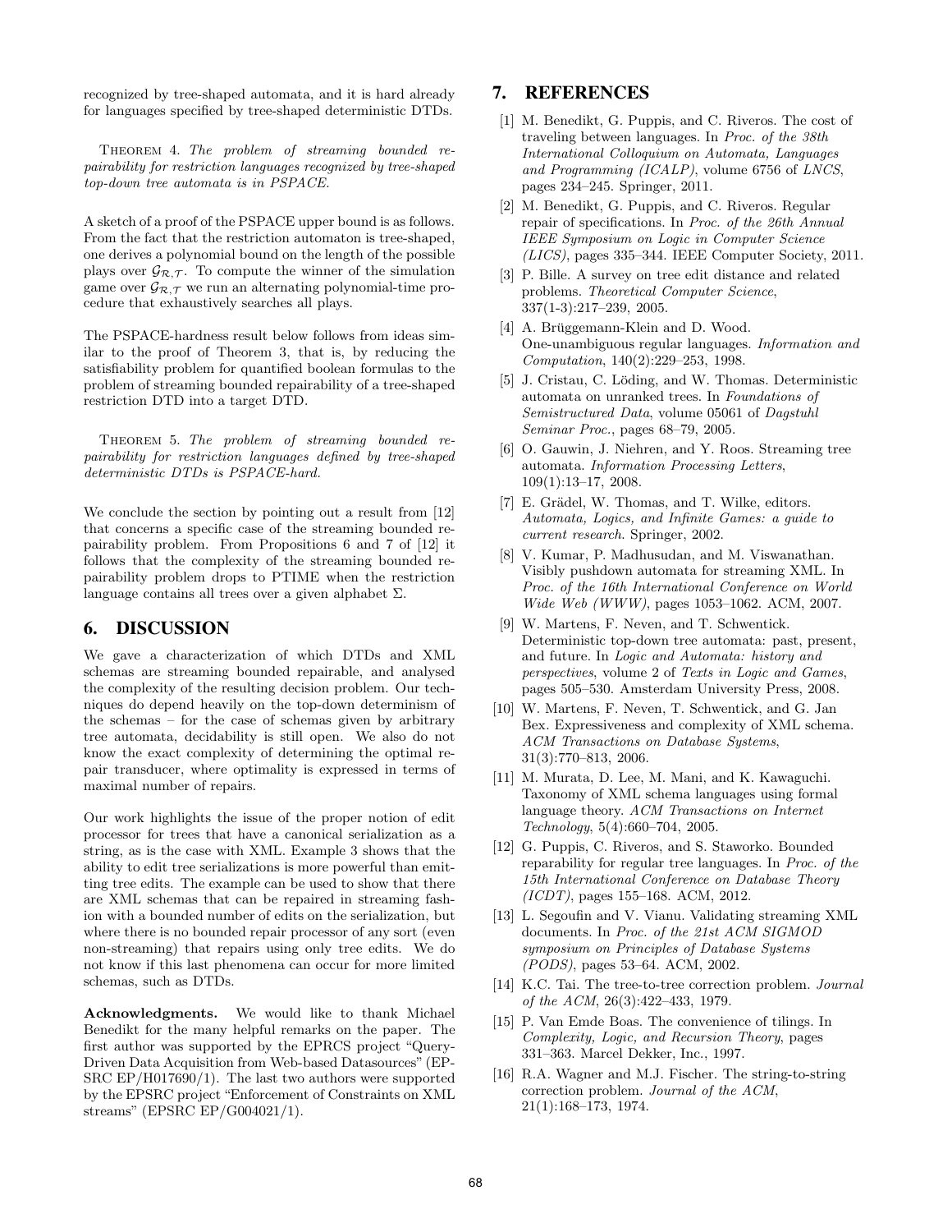recognized by tree-shaped automata, and it is hard already for languages specified by tree-shaped deterministic DTDs.

THEOREM 4. *The problem of streaming bounded repairability for restriction languages recognized by tree-shaped top-down tree automata is in PSPACE.*

A sketch of a proof of the PSPACE upper bound is as follows. From the fact that the restriction automaton is tree-shaped, one derives a polynomial bound on the length of the possible plays over $\mathcal{G}_{\mathcal{R},\mathcal{T}}$. To compute the winner of the simulation game over $\mathcal{G}_{\mathcal{R},\mathcal{T}}$ we run an alternating polynomial-time procedure that exhaustively searches all plays.

The PSPACE-hardness result below follows from ideas similar to the proof of Theorem 3, that is, by reducing the satisfiability problem for quantified boolean formulas to the problem of streaming bounded repairability of a tree-shaped restriction DTD into a target DTD.

THEOREM 5. *The problem of streaming bounded repairability for restriction languages defined by tree-shaped deterministic DTDs is PSPACE-hard.*

We conclude the section by pointing out a result from [12] that concerns a specific case of the streaming bounded repairability problem. From Propositions 6 and 7 of [12] it follows that the complexity of the streaming bounded repairability problem drops to PTIME when the restriction language contains all trees over a given alphabet $\Sigma$.

## 6. DISCUSSION

We gave a characterization of which DTDs and XML schemas are streaming bounded repairable, and analysed the complexity of the resulting decision problem. Our techniques do depend heavily on the top-down determinism of the schemas – for the case of schemas given by arbitrary tree automata, decidability is still open. We also do not know the exact complexity of determining the optimal repair transducer, where optimality is expressed in terms of maximal number of repairs.

Our work highlights the issue of the proper notion of edit processor for trees that have a canonical serialization as a string, as is the case with XML. Example 3 shows that the ability to edit tree serializations is more powerful than emitting tree edits. The example can be used to show that there are XML schemas that can be repaired in streaming fashion with a bounded number of edits on the serialization, but where there is no bounded repair processor of any sort (even non-streaming) that repairs using only tree edits. We do not know if this last phenomena can occur for more limited schemas, such as DTDs.

**Acknowledgments.** We would like to thank Michael Benedikt for the many helpful remarks on the paper. The first author was supported by the EPRCS project "Query-Driven Data Acquisition from Web-based Datasources" (EPSRC EP/H017690/1). The last two authors were supported by the EPSRC project "Enforcement of Constraints on XML streams" (EPSRC EP/G004021/1).

## 7. REFERENCES

[1] M. Benedikt, G. Puppis, and C. Riveros. The cost of traveling between languages. In *Proc. of the 38th International Colloquium on Automata, Languages and Programming (ICALP)*, volume 6756 of *LNCS*, pages 234–245. Springer, 2011.

[2] M. Benedikt, G. Puppis, and C. Riveros. Regular repair of specifications. In *Proc. of the 26th Annual IEEE Symposium on Logic in Computer Science (LICS)*, pages 335–344. IEEE Computer Society, 2011.

[3] P. Bille. A survey on tree edit distance and related problems. *Theoretical Computer Science*, 337(1-3):217–239, 2005.

[4] A. Brüggemann-Klein and D. Wood. One-unambiguous regular languages. *Information and Computation*, 140(2):229–253, 1998.

[5] J. Cristau, C. Löding, and W. Thomas. Deterministic automata on unranked trees. In *Foundations of Semistructured Data*, volume 05061 of *Dagstuhl Seminar Proc.*, pages 68–79, 2005.

[6] O. Gauwin, J. Niehren, and Y. Roos. Streaming tree automata. *Information Processing Letters*, 109(1):13–17, 2008.

[7] E. Grädel, W. Thomas, and T. Wilke, editors. *Automata, Logics, and Infinite Games: a guide to current research*. Springer, 2002.

[8] V. Kumar, P. Madhusudan, and M. Viswanathan. Visibly pushdown automata for streaming XML. In *Proc. of the 16th International Conference on World Wide Web (WWW)*, pages 1053–1062. ACM, 2007.

[9] W. Martens, F. Neven, and T. Schwentick. Deterministic top-down tree automata: past, present, and future. In *Logic and Automata: history and perspectives*, volume 2 of *Texts in Logic and Games*, pages 505–530. Amsterdam University Press, 2008.

[10] W. Martens, F. Neven, T. Schwentick, and G. Jan Bex. Expressiveness and complexity of XML schema. *ACM Transactions on Database Systems*, 31(3):770–813, 2006.

[11] M. Murata, D. Lee, M. Mani, and K. Kawaguchi. Taxonomy of XML schema languages using formal language theory. *ACM Transactions on Internet Technology*, 5(4):660–704, 2005.

[12] G. Puppis, C. Riveros, and S. Staworko. Bounded reparability for regular tree languages. In *Proc. of the 15th International Conference on Database Theory (ICDT)*, pages 155–168. ACM, 2012.

[13] L. Segoufin and V. Vianu. Validating streaming XML documents. In *Proc. of the 21st ACM SIGMOD symposium on Principles of Database Systems (PODS)*, pages 53–64. ACM, 2002.

[14] K.C. Tai. The tree-to-tree correction problem. *Journal of the ACM*, 26(3):422–433, 1979.

[15] P. Van Emde Boas. The convenience of tilings. In *Complexity, Logic, and Recursion Theory*, pages 331–363. Marcel Dekker, Inc., 1997.

[16] R.A. Wagner and M.J. Fischer. The string-to-string correction problem. *Journal of the ACM*, 21(1):168–173, 1974.